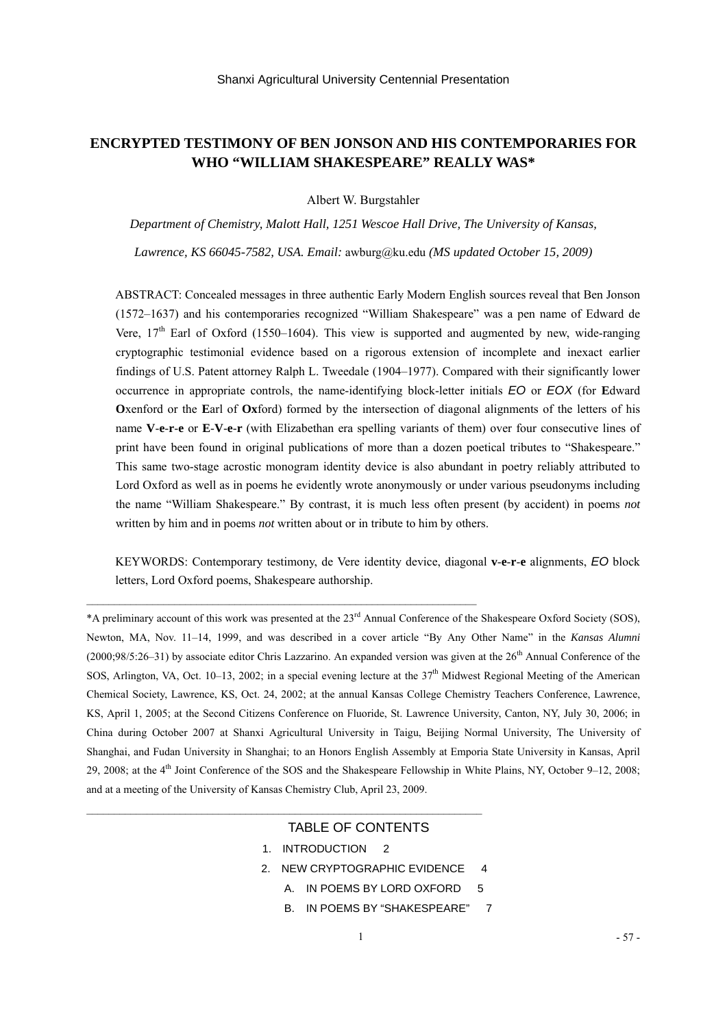Shanxi Agricultural University Centennial Presentation

# ENCRYPTED TESTIMONY OF BEN JONSON AND HIS CONTEMPORARIES FOR WHO "WILLIAM SHAKESPEARE" REALLY WAS*

Albert W. Burgstahler

*Department of Chemistry, Malott Hall, 1251 Wescoe Hall Drive, The University of Kansas,*

*Lawrence, KS 66045-7582, USA. Email:* awburg@ku.edu *(MS updated October 15, 2009)*

ABSTRACT: Concealed messages in three authentic Early Modern English sources reveal that Ben Jonson (1572–1637) and his contemporaries recognized "William Shakespeare" was a pen name of Edward de Vere, 17th Earl of Oxford (1550–1604). This view is supported and augmented by new, wide-ranging cryptographic testimonial evidence based on a rigorous extension of incomplete and inexact earlier findings of U.S. Patent attorney Ralph L. Tweedale (1904–1977). Compared with their significantly lower occurrence in appropriate controls, the name-identifying block-letter initials *EO* or *EOX* (for **E**dward **O**xenford or the **E**arl of **Ox**ford) formed by the intersection of diagonal alignments of the letters of his name **V**-**e**-**r**-**e** or **E**-**V**-**e**-**r** (with Elizabethan era spelling variants of them) over four consecutive lines of print have been found in original publications of more than a dozen poetical tributes to "Shakespeare." This same two-stage acrostic monogram identity device is also abundant in poetry reliably attributed to Lord Oxford as well as in poems he evidently wrote anonymously or under various pseudonyms including the name "William Shakespeare." By contrast, it is much less often present (by accident) in poems *not* written by him and in poems *not* written about or in tribute to him by others.

KEYWORDS: Contemporary testimony, de Vere identity device, diagonal **v**-**e**-**r**-**e** alignments, *EO* block letters, Lord Oxford poems, Shakespeare authorship.

---

*A preliminary account of this work was presented at the 23rd Annual Conference of the Shakespeare Oxford Society (SOS), Newton, MA, Nov. 11–14, 1999, and was described in a cover article "By Any Other Name" in the *Kansas Alumni* (2000;98/5:26–31) by associate editor Chris Lazzarino. An expanded version was given at the 26th Annual Conference of the SOS, Arlington, VA, Oct. 10–13, 2002; in a special evening lecture at the 37th Midwest Regional Meeting of the American Chemical Society, Lawrence, KS, Oct. 24, 2002; at the annual Kansas College Chemistry Teachers Conference, Lawrence, KS, April 1, 2005; at the Second Citizens Conference on Fluoride, St. Lawrence University, Canton, NY, July 30, 2006; in China during October 2007 at Shanxi Agricultural University in Taigu, Beijing Normal University, The University of Shanghai, and Fudan University in Shanghai; to an Honors English Assembly at Emporia State University in Kansas, April 29, 2008; at the 4th Joint Conference of the SOS and the Shakespeare Fellowship in White Plains, NY, October 9–12, 2008; and at a meeting of the University of Kansas Chemistry Club, April 23, 2009.

---

## TABLE OF CONTENTS

1. INTRODUCTION 2
2. NEW CRYPTOGRAPHIC EVIDENCE 4
   - A. IN POEMS BY LORD OXFORD 5
   - B. IN POEMS BY "SHAKESPEARE" 7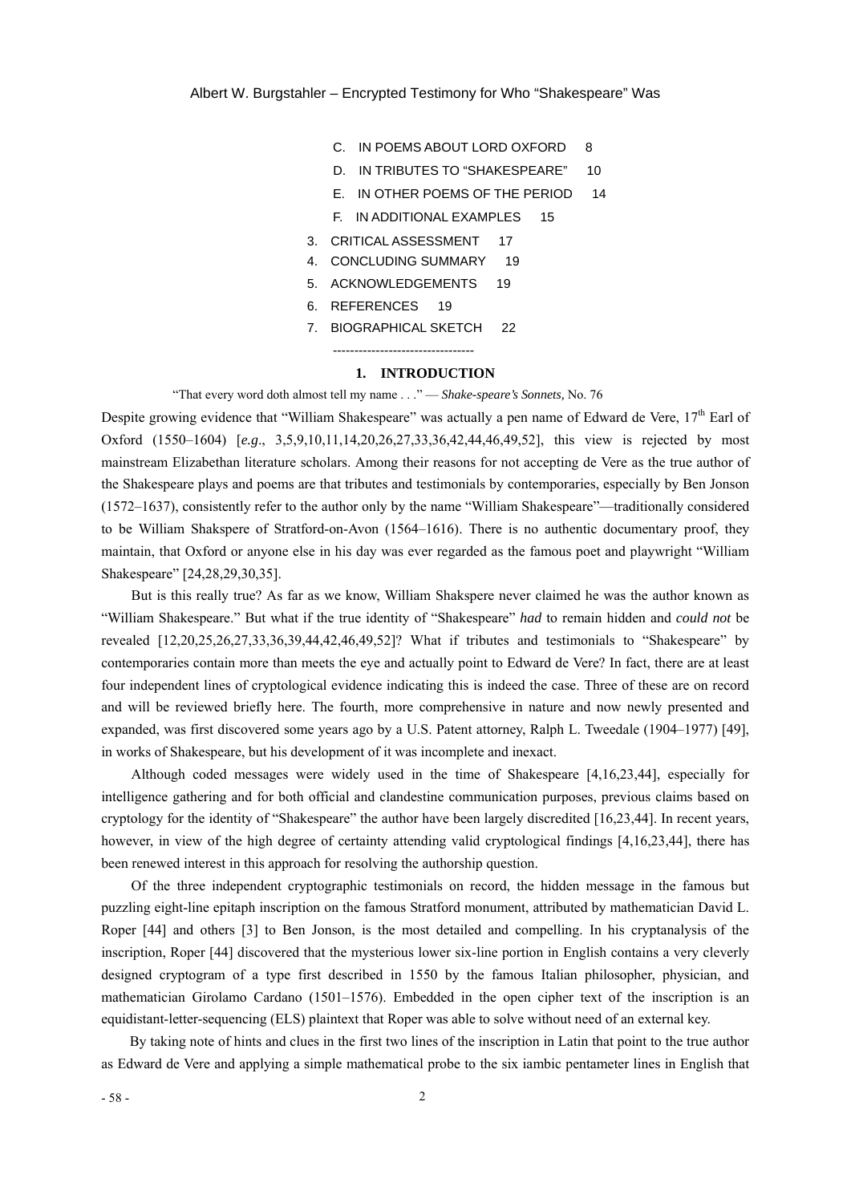C. IN POEMS ABOUT LORD OXFORD 8

D. IN TRIBUTES TO "SHAKESPEARE" 10

E. IN OTHER POEMS OF THE PERIOD 14

F. IN ADDITIONAL EXAMPLES 15

3. CRITICAL ASSESSMENT 17
4. CONCLUDING SUMMARY 19
5. ACKNOWLEDGEMENTS 19
6. REFERENCES 19
7. BIOGRAPHICAL SKETCH 22

---------------------------------

## 1. INTRODUCTION

"That every word doth almost tell my name . . ." — *Shake-speare's Sonnets,* No. 76

Despite growing evidence that "William Shakespeare" was actually a pen name of Edward de Vere, 17th Earl of Oxford (1550–1604) [*e.g*., 3,5,9,10,11,14,20,26,27,33,36,42,44,46,49,52], this view is rejected by most mainstream Elizabethan literature scholars. Among their reasons for not accepting de Vere as the true author of the Shakespeare plays and poems are that tributes and testimonials by contemporaries, especially by Ben Jonson (1572–1637), consistently refer to the author only by the name "William Shakespeare"—traditionally considered to be William Shakspere of Stratford-on-Avon (1564–1616). There is no authentic documentary proof, they maintain, that Oxford or anyone else in his day was ever regarded as the famous poet and playwright "William Shakespeare" [24,28,29,30,35].

But is this really true? As far as we know, William Shakspere never claimed he was the author known as "William Shakespeare." But what if the true identity of "Shakespeare" *had* to remain hidden and *could not* be revealed [12,20,25,26,27,33,36,39,44,42,46,49,52]? What if tributes and testimonials to "Shakespeare" by contemporaries contain more than meets the eye and actually point to Edward de Vere? In fact, there are at least four independent lines of cryptological evidence indicating this is indeed the case. Three of these are on record and will be reviewed briefly here. The fourth, more comprehensive in nature and now newly presented and expanded, was first discovered some years ago by a U.S. Patent attorney, Ralph L. Tweedale (1904–1977) [49], in works of Shakespeare, but his development of it was incomplete and inexact.

Although coded messages were widely used in the time of Shakespeare [4,16,23,44], especially for intelligence gathering and for both official and clandestine communication purposes, previous claims based on cryptology for the identity of "Shakespeare" the author have been largely discredited [16,23,44]. In recent years, however, in view of the high degree of certainty attending valid cryptological findings [4,16,23,44], there has been renewed interest in this approach for resolving the authorship question.

Of the three independent cryptographic testimonials on record, the hidden message in the famous but puzzling eight-line epitaph inscription on the famous Stratford monument, attributed by mathematician David L. Roper [44] and others [3] to Ben Jonson, is the most detailed and compelling. In his cryptanalysis of the inscription, Roper [44] discovered that the mysterious lower six-line portion in English contains a very cleverly designed cryptogram of a type first described in 1550 by the famous Italian philosopher, physician, and mathematician Girolamo Cardano (1501–1576). Embedded in the open cipher text of the inscription is an equidistant-letter-sequencing (ELS) plaintext that Roper was able to solve without need of an external key.

By taking note of hints and clues in the first two lines of the inscription in Latin that point to the true author as Edward de Vere and applying a simple mathematical probe to the six iambic pentameter lines in English that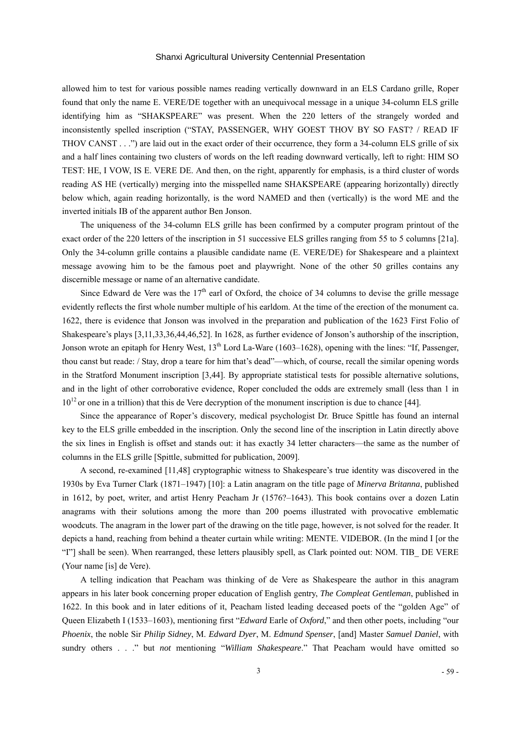allowed him to test for various possible names reading vertically downward in an ELS Cardano grille, Roper found that only the name E. VERE/DE together with an unequivocal message in a unique 34-column ELS grille identifying him as "SHAKSPEARE" was present. When the 220 letters of the strangely worded and inconsistently spelled inscription ("STAY, PASSENGER, WHY GOEST THOV BY SO FAST? / READ IF THOV CANST . . .") are laid out in the exact order of their occurrence, they form a 34-column ELS grille of six and a half lines containing two clusters of words on the left reading downward vertically, left to right: HIM SO TEST: HE, I VOW, IS E. VERE DE. And then, on the right, apparently for emphasis, is a third cluster of words reading AS HE (vertically) merging into the misspelled name SHAKSPEARE (appearing horizontally) directly below which, again reading horizontally, is the word NAMED and then (vertically) is the word ME and the inverted initials IB of the apparent author Ben Jonson.

The uniqueness of the 34-column ELS grille has been confirmed by a computer program printout of the exact order of the 220 letters of the inscription in 51 successive ELS grilles ranging from 55 to 5 columns [21a]. Only the 34-column grille contains a plausible candidate name (E. VERE/DE) for Shakespeare and a plaintext message avowing him to be the famous poet and playwright. None of the other 50 grilles contains any discernible message or name of an alternative candidate.

Since Edward de Vere was the 17th earl of Oxford, the choice of 34 columns to devise the grille message evidently reflects the first whole number multiple of his earldom. At the time of the erection of the monument ca. 1622, there is evidence that Jonson was involved in the preparation and publication of the 1623 First Folio of Shakespeare's plays [3,11,33,36,44,46,52]. In 1628, as further evidence of Jonson's authorship of the inscription, Jonson wrote an epitaph for Henry West, 13th Lord La-Ware (1603–1628), opening with the lines: "If, Passenger, thou canst but reade: / Stay, drop a teare for him that's dead"—which, of course, recall the similar opening words in the Stratford Monument inscription [3,44]. By appropriate statistical tests for possible alternative solutions, and in the light of other corroborative evidence, Roper concluded the odds are extremely small (less than 1 in $10^{12}$ or one in a trillion) that this de Vere decryption of the monument inscription is due to chance [44].

Since the appearance of Roper's discovery, medical psychologist Dr. Bruce Spittle has found an internal key to the ELS grille embedded in the inscription. Only the second line of the inscription in Latin directly above the six lines in English is offset and stands out: it has exactly 34 letter characters—the same as the number of columns in the ELS grille [Spittle, submitted for publication, 2009].

A second, re-examined [11,48] cryptographic witness to Shakespeare's true identity was discovered in the 1930s by Eva Turner Clark (1871–1947) [10]: a Latin anagram on the title page of *Minerva Britanna*, published in 1612, by poet, writer, and artist Henry Peacham Jr (1576?–1643). This book contains over a dozen Latin anagrams with their solutions among the more than 200 poems illustrated with provocative emblematic woodcuts. The anagram in the lower part of the drawing on the title page, however, is not solved for the reader. It depicts a hand, reaching from behind a theater curtain while writing: MENTE. VIDEBOR. (In the mind I [or the "I"] shall be seen). When rearranged, these letters plausibly spell, as Clark pointed out: NOM. TIB_ DE VERE (Your name [is] de Vere).

A telling indication that Peacham was thinking of de Vere as Shakespeare the author in this anagram appears in his later book concerning proper education of English gentry, *The Compleat Gentleman*, published in 1622. In this book and in later editions of it, Peacham listed leading deceased poets of the "golden Age" of Queen Elizabeth I (1533–1603), mentioning first "*Edward* Earle of *Oxford*," and then other poets, including "our *Phoenix*, the noble Sir *Philip Sidney*, M. *Edward Dyer*, M. *Edmund Spenser*, [and] Master *Samuel Daniel*, with sundry others . . ." but *not* mentioning "*William Shakespeare*." That Peacham would have omitted so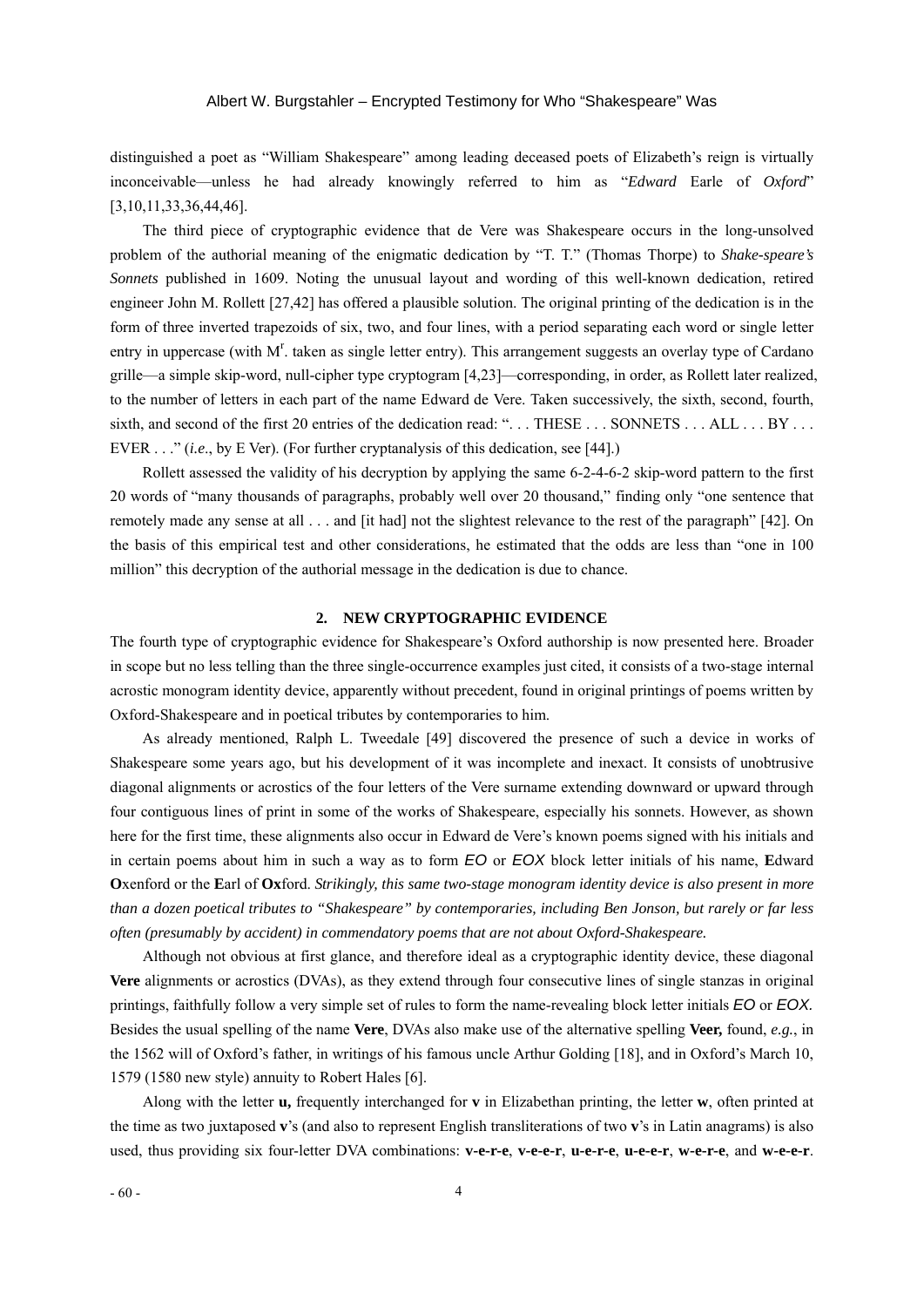distinguished a poet as "William Shakespeare" among leading deceased poets of Elizabeth's reign is virtually inconceivable—unless he had already knowingly referred to him as "*Edward* Earle of *Oxford*" [3,10,11,33,36,44,46].

The third piece of cryptographic evidence that de Vere was Shakespeare occurs in the long-unsolved problem of the authorial meaning of the enigmatic dedication by "T. T." (Thomas Thorpe) to *Shake-speare's Sonnets* published in 1609. Noting the unusual layout and wording of this well-known dedication, retired engineer John M. Rollett [27,42] has offered a plausible solution. The original printing of the dedication is in the form of three inverted trapezoids of six, two, and four lines, with a period separating each word or single letter entry in uppercase (with M$^r$. taken as single letter entry). This arrangement suggests an overlay type of Cardano grille—a simple skip-word, null-cipher type cryptogram [4,23]—corresponding, in order, as Rollett later realized, to the number of letters in each part of the name Edward de Vere. Taken successively, the sixth, second, fourth, sixth, and second of the first 20 entries of the dedication read: ". . . THESE . . . SONNETS . . . ALL . . . BY . . . EVER . . ." (*i.e*., by E Ver). (For further cryptanalysis of this dedication, see [44].)

Rollett assessed the validity of his decryption by applying the same 6-2-4-6-2 skip-word pattern to the first 20 words of "many thousands of paragraphs, probably well over 20 thousand," finding only "one sentence that remotely made any sense at all . . . and [it had] not the slightest relevance to the rest of the paragraph" [42]. On the basis of this empirical test and other considerations, he estimated that the odds are less than "one in 100 million" this decryption of the authorial message in the dedication is due to chance.

## 2. NEW CRYPTOGRAPHIC EVIDENCE

The fourth type of cryptographic evidence for Shakespeare's Oxford authorship is now presented here. Broader in scope but no less telling than the three single-occurrence examples just cited, it consists of a two-stage internal acrostic monogram identity device, apparently without precedent, found in original printings of poems written by Oxford-Shakespeare and in poetical tributes by contemporaries to him.

As already mentioned, Ralph L. Tweedale [49] discovered the presence of such a device in works of Shakespeare some years ago, but his development of it was incomplete and inexact. It consists of unobtrusive diagonal alignments or acrostics of the four letters of the Vere surname extending downward or upward through four contiguous lines of print in some of the works of Shakespeare, especially his sonnets. However, as shown here for the first time, these alignments also occur in Edward de Vere's known poems signed with his initials and in certain poems about him in such a way as to form *EO* or *EOX* block letter initials of his name, **E**dward **O**xenford or the **E**arl of **Ox**ford. *Strikingly, this same two-stage monogram identity device is also present in more than a dozen poetical tributes to "Shakespeare" by contemporaries, including Ben Jonson, but rarely or far less often (presumably by accident) in commendatory poems that are not about Oxford-Shakespeare.*

Although not obvious at first glance, and therefore ideal as a cryptographic identity device, these diagonal **Vere** alignments or acrostics (DVAs), as they extend through four consecutive lines of single stanzas in original printings, faithfully follow a very simple set of rules to form the name-revealing block letter initials *EO* or *EOX.* Besides the usual spelling of the name **Vere**, DVAs also make use of the alternative spelling **Veer,** found, *e.g.*, in the 1562 will of Oxford's father, in writings of his famous uncle Arthur Golding [18], and in Oxford's March 10, 1579 (1580 new style) annuity to Robert Hales [6].

Along with the letter **u,** frequently interchanged for **v** in Elizabethan printing, the letter **w**, often printed at the time as two juxtaposed **v**'s (and also to represent English transliterations of two **v**'s in Latin anagrams) is also used, thus providing six four-letter DVA combinations: **v-e-r-e**, **v-e-e-r**, **u-e-r-e**, **u-e-e-r**, **w-e-r-e**, and **w-e-e-r**.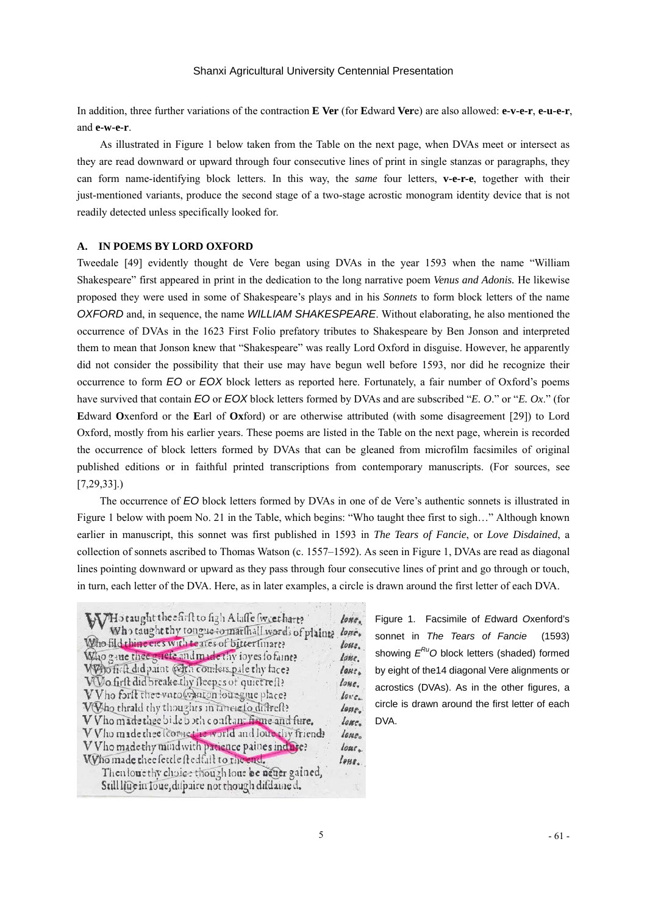In addition, three further variations of the contraction **E Ver** (for **E**dward **Ver**e) are also allowed: **e-v-e-r**, **e-u-e-r**, and **e-w-e-r**.

As illustrated in Figure 1 below taken from the Table on the next page, when DVAs meet or intersect as they are read downward or upward through four consecutive lines of print in single stanzas or paragraphs, they can form name-identifying block letters. In this way, the *same* four letters, **v-e-r-e**, together with their just-mentioned variants, produce the second stage of a two-stage acrostic monogram identity device that is not readily detected unless specifically looked for.

### A. IN POEMS BY LORD OXFORD

Tweedale [49] evidently thought de Vere began using DVAs in the year 1593 when the name "William Shakespeare" first appeared in print in the dedication to the long narrative poem *Venus and Adonis.* He likewise proposed they were used in some of Shakespeare's plays and in his *Sonnets* to form block letters of the name *OXFORD* and, in sequence, the name *WILLIAM SHAKESPEARE*. Without elaborating, he also mentioned the occurrence of DVAs in the 1623 First Folio prefatory tributes to Shakespeare by Ben Jonson and interpreted them to mean that Jonson knew that "Shakespeare" was really Lord Oxford in disguise. However, he apparently did not consider the possibility that their use may have begun well before 1593, nor did he recognize their occurrence to form *EO* or *EOX* block letters as reported here. Fortunately, a fair number of Oxford's poems have survived that contain *EO* or *EOX* block letters formed by DVAs and are subscribed "*E. O*." or "*E. Ox*." (for **E**dward **O**xenford or the **E**arl of **Ox**ford) or are otherwise attributed (with some disagreement [29]) to Lord Oxford, mostly from his earlier years. These poems are listed in the Table on the next page, wherein is recorded the occurrence of block letters formed by DVAs that can be gleaned from microfilm facsimiles of original published editions or in faithful printed transcriptions from contemporary manuscripts. (For sources, see [7,29,33].)

The occurrence of *EO* block letters formed by DVAs in one of de Vere's authentic sonnets is illustrated in Figure 1 below with poem No. 21 in the Table, which begins: "Who taught thee first to sigh…" Although known earlier in manuscript, this sonnet was first published in 1593 in *The Tears of Fancie*, or *Love Disdained*, a collection of sonnets ascribed to Thomas Watson (c. 1557–1592). As seen in Figure 1, DVAs are read as diagonal lines pointing downward or upward as they pass through four consecutive lines of print and go through or touch, in turn, each letter of the DVA. Here, as in later examples, a circle is drawn around the first letter of each DVA.

Figure 1. Facsimile of *E*dward *O*xenford's sonnet in *The Tears of Fancie* (1593) showing $E^{Ru}O$ block letters (shaded) formed by eight of the14 diagonal Vere alignments or acrostics (DVAs). As in the other figures, a circle is drawn around the first letter of each DVA.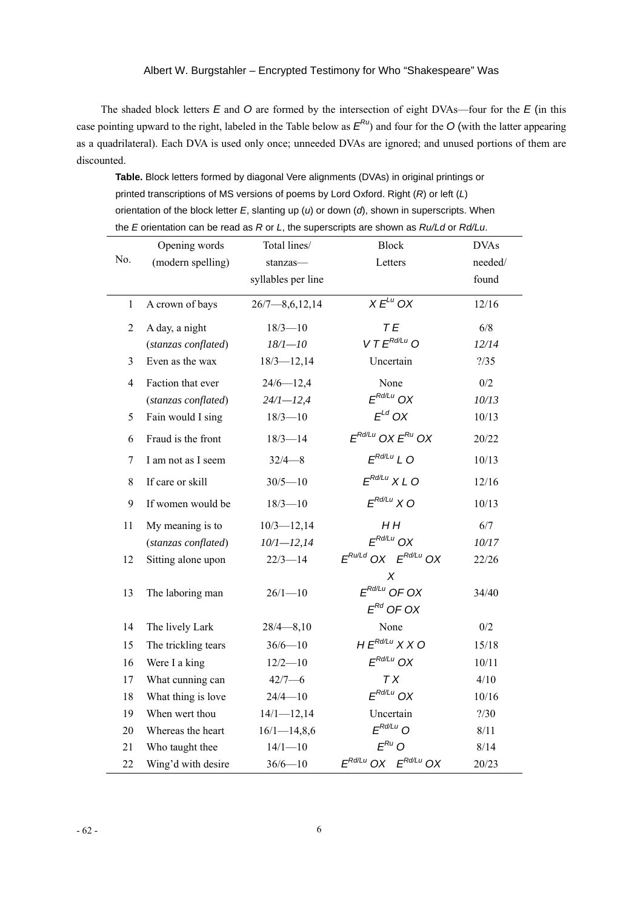The shaded block letters *E* and *O* are formed by the intersection of eight DVAs—four for the *E* (in this case pointing upward to the right, labeled in the Table below as $E^{Ru}$) and four for the *O* (with the latter appearing as a quadrilateral). Each DVA is used only once; unneeded DVAs are ignored; and unused portions of them are discounted.

**Table.** Block letters formed by diagonal Vere alignments (DVAs) in original printings or printed transcriptions of MS versions of poems by Lord Oxford. Right (*R*) or left (*L*) orientation of the block letter *E*, slanting up (*u*) or down (*d*), shown in superscripts. When the *E* orientation can be read as *R* or *L*, the superscripts are shown as *Ru/Ld* or *Rd/Lu*.

| No. | Opening words (modern spelling) | Total lines/ stanzas— syllables per line | Block Letters | DVAs needed/ found |
|---|---|---|---|---|
| 1 | A crown of bays | 26/7—8,6,12,14 | $X\ E^{Lu}\ OX$ | 12/16 |
| 2 | A day, a night | 18/3—10 | $T\ E$ | 6/8 |
| | (*stanzas conflated*) | *18/1—10* | $V\ T\ E^{Rd/Lu}\ O$ | *12/14* |
| 3 | Even as the wax | 18/3—12,14 | Uncertain | ?/35 |
| 4 | Faction that ever | 24/6—12,4 | None | 0/2 |
| | (*stanzas conflated*) | *24/1—12,4* | $E^{Rd/Lu}\ OX$ | *10/13* |
| 5 | Fain would I sing | 18/3—10 | $E^{Ld}\ OX$ | 10/13 |
| 6 | Fraud is the front | 18/3—14 | $E^{Rd/Lu}\ OX\ E^{Ru}\ OX$ | 20/22 |
| 7 | I am not as I seem | 32/4—8 | $E^{Rd/Lu}\ L\ O$ | 10/13 |
| 8 | If care or skill | 30/5—10 | $E^{Rd/Lu}\ X\ L\ O$ | 12/16 |
| 9 | If women would be | 18/3—10 | $E^{Rd/Lu}\ X\ O$ | 10/13 |
| 11 | My meaning is to | 10/3—12,14 | $H\ H$ | 6/7 |
| | (*stanzas conflated*) | *10/1—12,14* | $E^{Rd/Lu}\ OX$ | *10/17* |
| 12 | Sitting alone upon | 22/3—14 | $E^{Ru/Ld}\ OX\quad E^{Rd/Lu}\ OX$ | 22/26 |
| 13 | The laboring man | 26/1—10 | $X$ $E^{Rd/Lu}\ OF\ OX$ $E^{Rd}\ OF\ OX$ | 34/40 |
| 14 | The lively Lark | 28/4—8,10 | None | 0/2 |
| 15 | The trickling tears | 36/6—10 | $H\ E^{Rd/Lu}\ X\ X\ O$ | 15/18 |
| 16 | Were I a king | 12/2—10 | $E^{Rd/Lu}\ OX$ | 10/11 |
| 17 | What cunning can | 42/7—6 | $T\ X$ | 4/10 |
| 18 | What thing is love | 24/4—10 | $E^{Rd/Lu}\ OX$ | 10/16 |
| 19 | When wert thou | 14/1—12,14 | Uncertain | ?/30 |
| 20 | Whereas the heart | 16/1—14,8,6 | $E^{Rd/Lu}\ O$ | 8/11 |
| 21 | Who taught thee | 14/1—10 | $E^{Ru}\ O$ | 8/14 |
| 22 | Wing'd with desire | 36/6—10 | $E^{Rd/Lu}\ OX\quad E^{Rd/Lu}\ OX$ | 20/23 |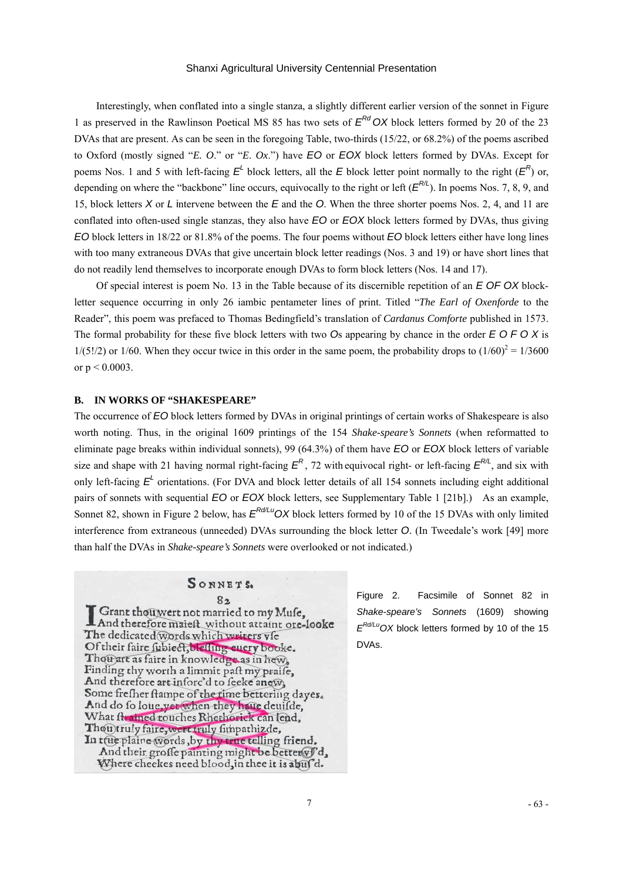Interestingly, when conflated into a single stanza, a slightly different earlier version of the sonnet in Figure 1 as preserved in the Rawlinson Poetical MS 85 has two sets of $E^{Rd}$ *OX* block letters formed by 20 of the 23 DVAs that are present. As can be seen in the foregoing Table, two-thirds (15/22, or 68.2%) of the poems ascribed to Oxford (mostly signed "*E. O*." or "*E. Ox*.") have *EO* or *EOX* block letters formed by DVAs. Except for poems Nos. 1 and 5 with left-facing $E^L$ block letters, all the *E* block letter point normally to the right ($E^R$) or, depending on where the "backbone" line occurs, equivocally to the right or left ($E^{R/L}$). In poems Nos. 7, 8, 9, and 15, block letters *X* or *L* intervene between the *E* and the *O*. When the three shorter poems Nos. 2, 4, and 11 are conflated into often-used single stanzas, they also have *EO* or *EOX* block letters formed by DVAs, thus giving *EO* block letters in 18/22 or 81.8% of the poems. The four poems without *EO* block letters either have long lines with too many extraneous DVAs that give uncertain block letter readings (Nos. 3 and 19) or have short lines that do not readily lend themselves to incorporate enough DVAs to form block letters (Nos. 14 and 17).

Of special interest is poem No. 13 in the Table because of its discernible repetition of an *E OF OX* block-letter sequence occurring in only 26 iambic pentameter lines of print. Titled "*The Earl of Oxenforde* to the Reader", this poem was prefaced to Thomas Bedingfield's translation of *Cardanus Comforte* published in 1573. The formal probability for these five block letters with two *O*s appearing by chance in the order *E O F O X* is $1/(5!/2)$ or 1/60. When they occur twice in this order in the same poem, the probability drops to $(1/60)^2 = 1/3600$ or $p < 0.0003$.

### B. IN WORKS OF "SHAKESPEARE"

The occurrence of *EO* block letters formed by DVAs in original printings of certain works of Shakespeare is also worth noting. Thus, in the original 1609 printings of the 154 *Shake-speare's Sonnets* (when reformatted to eliminate page breaks within individual sonnets), 99 (64.3%) of them have *EO* or *EOX* block letters of variable size and shape with 21 having normal right-facing $E^R$, 72 with equivocal right- or left-facing $E^{R/L}$, and six with only left-facing $E^L$ orientations. (For DVA and block letter details of all 154 sonnets including eight additional pairs of sonnets with sequential *EO* or *EOX* block letters, see Supplementary Table 1 [21b].) As an example, Sonnet 82, shown in Figure 2 below, has $E^{Rd/Lu}$*OX* block letters formed by 10 of the 15 DVAs with only limited interference from extraneous (unneeded) DVAs surrounding the block letter *O*. (In Tweedale's work [49] more than half the DVAs in *Shake-speare's Sonnets* were overlooked or not indicated.)

SONNETS.
82

I Grant thou wert not married to my Muse,
And therefore maiest without attaint ore-looke
The dedicated words which writers vse
Of their faire subiect, blessing euery booke.
Thou art as faire in knowledge as in hew,
Finding thy worth a limmit past my praise,
And therefore art inforc'd to seeke anew,
Some fresher stampe of the time bettering dayes.
And do so loue, yet when they haue deuisde,
What strained touches Rhethorick can lend,
Thou truly faire, wert truly simpathizde,
In true plaine words, by thy true telling friend.
And their grosse painting might be better vs'd,
Where cheekes need blood, in thee it is abus'd.

Figure 2. Facsimile of Sonnet 82 in *Shake-speare's Sonnets* (1609) showing $E^{Rd/Lu}$*OX* block letters formed by 10 of the 15 DVAs.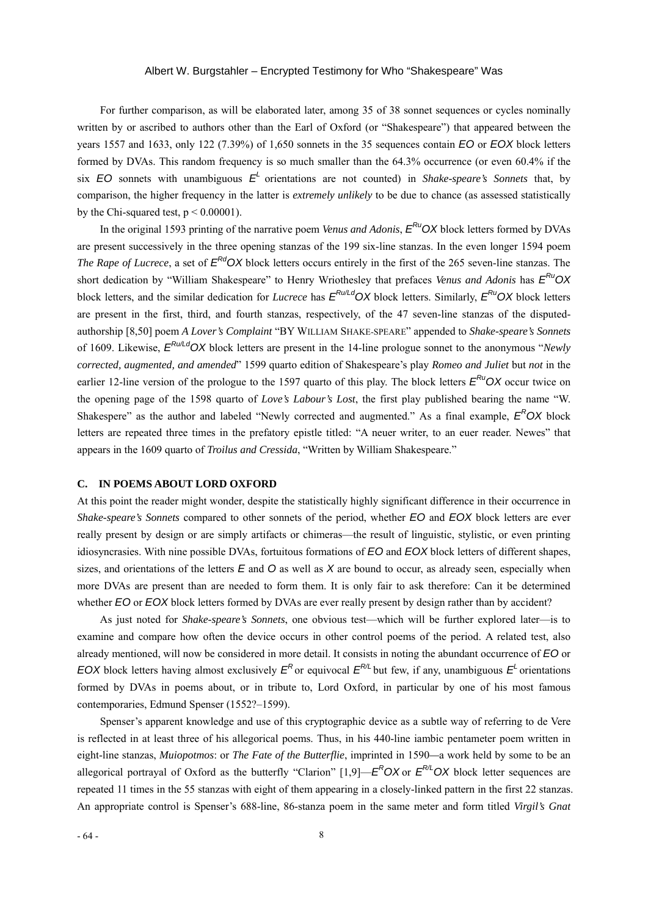For further comparison, as will be elaborated later, among 35 of 38 sonnet sequences or cycles nominally written by or ascribed to authors other than the Earl of Oxford (or "Shakespeare") that appeared between the years 1557 and 1633, only 122 (7.39%) of 1,650 sonnets in the 35 sequences contain *EO* or *EOX* block letters formed by DVAs. This random frequency is so much smaller than the 64.3% occurrence (or even 60.4% if the six *EO* sonnets with unambiguous $E^{L}$ orientations are not counted) in *Shake-speare's Sonnets* that, by comparison, the higher frequency in the latter is *extremely unlikely* to be due to chance (as assessed statistically by the Chi-squared test, $p < 0.00001$).

In the original 1593 printing of the narrative poem *Venus and Adonis*, $E^{Ru}OX$ block letters formed by DVAs are present successively in the three opening stanzas of the 199 six-line stanzas. In the even longer 1594 poem *The Rape of Lucrece*, a set of $E^{Rd}OX$ block letters occurs entirely in the first of the 265 seven-line stanzas. The short dedication by "William Shakespeare" to Henry Wriothesley that prefaces *Venus and Adonis* has $E^{Ru}OX$ block letters, and the similar dedication for *Lucrece* has $E^{Ru/Ld}OX$ block letters. Similarly, $E^{Ru}OX$ block letters are present in the first, third, and fourth stanzas, respectively, of the 47 seven-line stanzas of the disputed-authorship [8,50] poem *A Lover's Complaint* "BY WILLIAM SHAKE-SPEARE" appended to *Shake-speare's Sonnets* of 1609. Likewise, $E^{Ru/Ld}OX$ block letters are present in the 14-line prologue sonnet to the anonymous "*Newly corrected, augmented, and amended*" 1599 quarto edition of Shakespeare's play *Romeo and Juliet* but *not* in the earlier 12-line version of the prologue to the 1597 quarto of this play. The block letters $E^{Ru}OX$ occur twice on the opening page of the 1598 quarto of *Love's Labour's Lost*, the first play published bearing the name "W. Shakespere" as the author and labeled "Newly corrected and augmented." As a final example, $E^{R}OX$ block letters are repeated three times in the prefatory epistle titled: "A neuer writer, to an euer reader. Newes" that appears in the 1609 quarto of *Troilus and Cressida*, "Written by William Shakespeare."

### C. IN POEMS ABOUT LORD OXFORD

At this point the reader might wonder, despite the statistically highly significant difference in their occurrence in *Shake-speare's Sonnets* compared to other sonnets of the period, whether *EO* and *EOX* block letters are ever really present by design or are simply artifacts or chimeras—the result of linguistic, stylistic, or even printing idiosyncrasies. With nine possible DVAs, fortuitous formations of *EO* and *EOX* block letters of different shapes, sizes, and orientations of the letters *E* and *O* as well as *X* are bound to occur, as already seen, especially when more DVAs are present than are needed to form them. It is only fair to ask therefore: Can it be determined whether *EO* or *EOX* block letters formed by DVAs are ever really present by design rather than by accident?

As just noted for *Shake-speare's Sonnets*, one obvious test—which will be further explored later—is to examine and compare how often the device occurs in other control poems of the period. A related test, also already mentioned, will now be considered in more detail. It consists in noting the abundant occurrence of *EO* or *EOX* block letters having almost exclusively $E^{R}$ or equivocal $E^{R/L}$ but few, if any, unambiguous $E^{L}$ orientations formed by DVAs in poems about, or in tribute to, Lord Oxford, in particular by one of his most famous contemporaries, Edmund Spenser (1552?–1599).

Spenser's apparent knowledge and use of this cryptographic device as a subtle way of referring to de Vere is reflected in at least three of his allegorical poems. Thus, in his 440-line iambic pentameter poem written in eight-line stanzas, *Muiopotmos*: or *The Fate of the Butterflie*, imprinted in 1590—a work held by some to be an allegorical portrayal of Oxford as the butterfly "Clarion" [1,9]—$E^{R}OX$ or $E^{R/L}OX$ block letter sequences are repeated 11 times in the 55 stanzas with eight of them appearing in a closely-linked pattern in the first 22 stanzas. An appropriate control is Spenser's 688-line, 86-stanza poem in the same meter and form titled *Virgil's Gnat*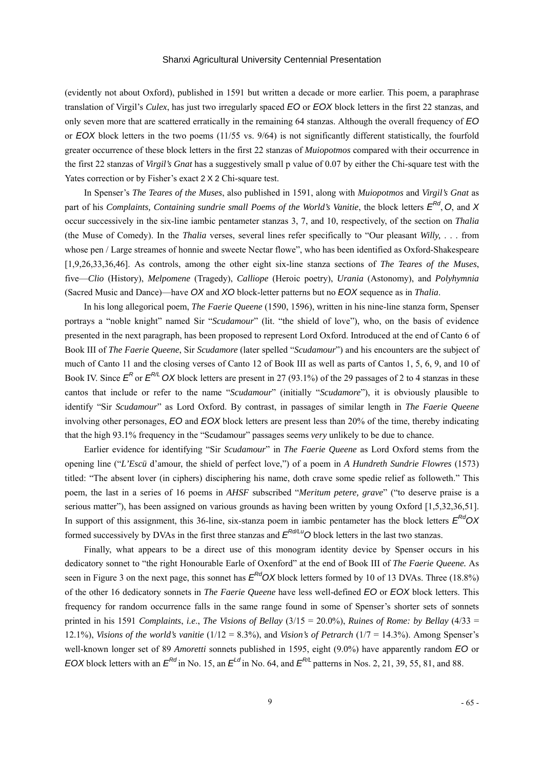(evidently not about Oxford), published in 1591 but written a decade or more earlier. This poem, a paraphrase translation of Virgil's *Culex*, has just two irregularly spaced *EO* or *EOX* block letters in the first 22 stanzas, and only seven more that are scattered erratically in the remaining 64 stanzas. Although the overall frequency of *EO* or *EOX* block letters in the two poems (11/55 vs. 9/64) is not significantly different statistically, the fourfold greater occurrence of these block letters in the first 22 stanzas of *Muiopotmos* compared with their occurrence in the first 22 stanzas of *Virgil's Gnat* has a suggestively small p value of 0.07 by either the Chi-square test with the Yates correction or by Fisher's exact 2 X 2 Chi-square test.

In Spenser's *The Teares of the Muses*, also published in 1591, along with *Muiopotmos* and *Virgil's Gnat* as part of his *Complaints, Containing sundrie small Poems of the World's Vanitie*, the block letters $E^{Rd}$, *O*, and *X* occur successively in the six-line iambic pentameter stanzas 3, 7, and 10, respectively, of the section on *Thalia* (the Muse of Comedy). In the *Thalia* verses, several lines refer specifically to "Our pleasant *Willy,* . . . from whose pen / Large streames of honnie and sweete Nectar flowe", who has been identified as Oxford-Shakespeare [1,9,26,33,36,46]. As controls, among the other eight six-line stanza sections of *The Teares of the Muses*, five—*Clio* (History), *Melpomene* (Tragedy), *Calliope* (Heroic poetry), *Urania* (Astonomy), and *Polyhymnia* (Sacred Music and Dance)—have *OX* and *XO* block-letter patterns but no *EOX* sequence as in *Thalia*.

In his long allegorical poem, *The Faerie Queene* (1590, 1596), written in his nine-line stanza form, Spenser portrays a "noble knight" named Sir "*Scudamour*" (lit. "the shield of love"), who, on the basis of evidence presented in the next paragraph, has been proposed to represent Lord Oxford. Introduced at the end of Canto 6 of Book III of *The Faerie Queene*, Sir *Scudamore* (later spelled "*Scudamour*") and his encounters are the subject of much of Canto 11 and the closing verses of Canto 12 of Book III as well as parts of Cantos 1, 5, 6, 9, and 10 of Book IV. Since $E^{R}$ or $E^{R/L}$ *OX* block letters are present in 27 (93.1%) of the 29 passages of 2 to 4 stanzas in these cantos that include or refer to the name "*Scudamour*" (initially "*Scudamore*"), it is obviously plausible to identify "Sir *Scudamour*" as Lord Oxford. By contrast, in passages of similar length in *The Faerie Queene* involving other personages, *EO* and *EOX* block letters are present less than 20% of the time, thereby indicating that the high 93.1% frequency in the "Scudamour" passages seems *very* unlikely to be due to chance.

Earlier evidence for identifying "Sir *Scudamour*" in *The Faerie Queene* as Lord Oxford stems from the opening line ("*L'Escü* d'amour, the shield of perfect love,") of a poem in *A Hundreth Sundrie Flowres* (1573) titled: "The absent lover (in ciphers) disciphering his name, doth crave some spedie relief as followeth." This poem, the last in a series of 16 poems in *AHSF* subscribed "*Meritum petere, grave*" ("to deserve praise is a serious matter"), has been assigned on various grounds as having been written by young Oxford [1,5,32,36,51]. In support of this assignment, this 36-line, six-stanza poem in iambic pentameter has the block letters $E^{Rd}$*OX* formed successively by DVAs in the first three stanzas and $E^{Rd/Lu}$*O* block letters in the last two stanzas.

Finally, what appears to be a direct use of this monogram identity device by Spenser occurs in his dedicatory sonnet to "the right Honourable Earle of Oxenford" at the end of Book III of *The Faerie Queene.* As seen in Figure 3 on the next page, this sonnet has $E^{Rd}$*OX* block letters formed by 10 of 13 DVAs. Three (18.8%) of the other 16 dedicatory sonnets in *The Faerie Queene* have less well-defined *EO* or *EOX* block letters. This frequency for random occurrence falls in the same range found in some of Spenser's shorter sets of sonnets printed in his 1591 *Complaints*, *i.e.*, *The Visions of Bellay* (3/15 = 20.0%), *Ruines of Rome: by Bellay* (4/33 = 12.1%), *Visions of the world's vanitie* (1/12 = 8.3%), and *Vision's of Petrarch* (1/7 = 14.3%). Among Spenser's well-known longer set of 89 *Amoretti* sonnets published in 1595, eight (9.0%) have apparently random *EO* or *EOX* block letters with an $E^{Rd}$ in No. 15, an $E^{Ld}$ in No. 64, and $E^{R/L}$ patterns in Nos. 2, 21, 39, 55, 81, and 88.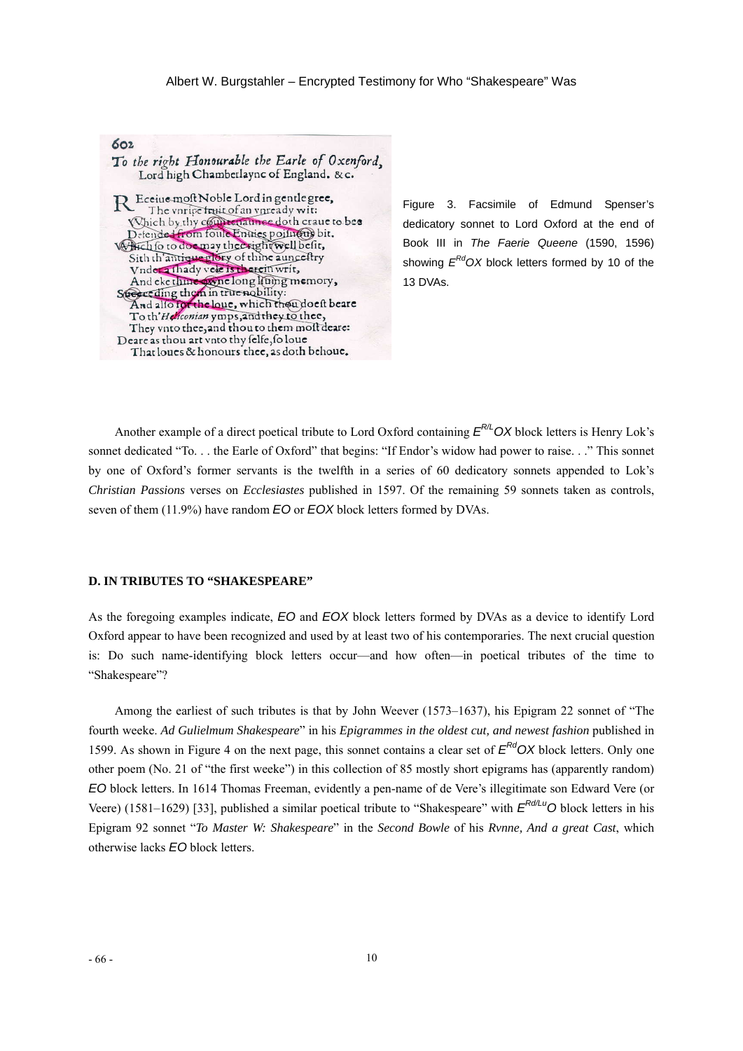602

*To the right Honourable the Earle of Oxenford,* Lord high Chamberlayne of England. &c.

> Receiue moſt Noble Lord in gentle gree,
> The vnripe fruit of an vnready wit:
> Which by thy countenaunce doth craue to bee
> Defended from foule Enuies poiſnous bit.
> Which ſo to doe may thee right well beſit,
> Sith th'antique glory of thine aunceſtry
> Vnder a ſhady vele is therein writ,
> And eke thine owne long liuing memory,
> Succeeding them in true nobility:
> And alſo for the loue, which thou doeſt beare
> To th'*Heliconian* ymps, and they to thee,
> They vnto thee, and thou to them moſt deare:
> Deare as thou art vnto thy ſelfe, ſo loue
> That loues & honours thee, as doth behoue.

Figure 3. Facsimile of Edmund Spenser's dedicatory sonnet to Lord Oxford at the end of Book III in *The Faerie Queene* (1590, 1596) showing $E^{Rd}OX$ block letters formed by 10 of the 13 DVAs.

Another example of a direct poetical tribute to Lord Oxford containing $E^{R/L}OX$ block letters is Henry Lok's sonnet dedicated "To. . . the Earle of Oxford" that begins: "If Endor's widow had power to raise. . ." This sonnet by one of Oxford's former servants is the twelfth in a series of 60 dedicatory sonnets appended to Lok's *Christian Passions* verses on *Ecclesiastes* published in 1597. Of the remaining 59 sonnets taken as controls, seven of them (11.9%) have random *EO* or *EOX* block letters formed by DVAs.

#### D. IN TRIBUTES TO "SHAKESPEARE"

As the foregoing examples indicate, *EO* and *EOX* block letters formed by DVAs as a device to identify Lord Oxford appear to have been recognized and used by at least two of his contemporaries. The next crucial question is: Do such name-identifying block letters occur—and how often—in poetical tributes of the time to "Shakespeare"?

Among the earliest of such tributes is that by John Weever (1573–1637), his Epigram 22 sonnet of "The fourth weeke. *Ad Gulielmum Shakespeare*" in his *Epigrammes in the oldest cut, and newest fashion* published in 1599. As shown in Figure 4 on the next page, this sonnet contains a clear set of $E^{Rd}OX$ block letters. Only one other poem (No. 21 of "the first weeke") in this collection of 85 mostly short epigrams has (apparently random) *EO* block letters. In 1614 Thomas Freeman, evidently a pen-name of de Vere's illegitimate son Edward Vere (or Veere) (1581–1629) [33], published a similar poetical tribute to "Shakespeare" with $E^{Rd/Lu}O$ block letters in his Epigram 92 sonnet "*To Master W: Shakespeare*" in the *Second Bowle* of his *Rvnne, And a great Cast*, which otherwise lacks *EO* block letters.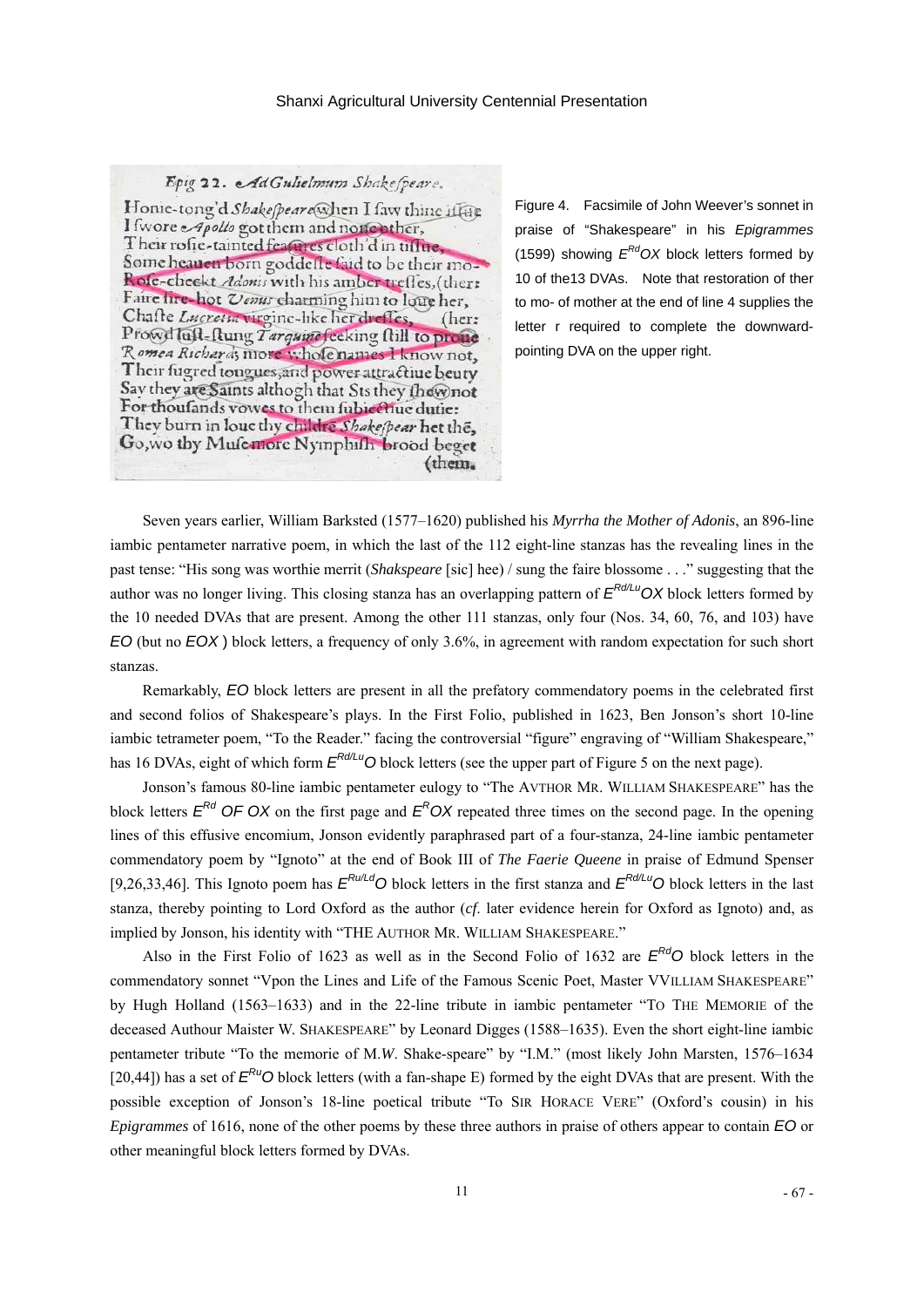Figure 4. Facsimile of John Weever's sonnet in praise of "Shakespeare" in his *Epigrammes* (1599) showing $E^{Rd}OX$ block letters formed by 10 of the13 DVAs. Note that restoration of ther to mo- of mother at the end of line 4 supplies the letter r required to complete the downward-pointing DVA on the upper right.

Seven years earlier, William Barksted (1577–1620) published his *Myrrha the Mother of Adonis*, an 896-line iambic pentameter narrative poem, in which the last of the 112 eight-line stanzas has the revealing lines in the past tense: "His song was worthie merrit (*Shakspeare* [sic] hee) / sung the faire blossome . . ." suggesting that the author was no longer living. This closing stanza has an overlapping pattern of $E^{Rd/Lu}OX$ block letters formed by the 10 needed DVAs that are present. Among the other 111 stanzas, only four (Nos. 34, 60, 76, and 103) have *EO* (but no *EOX* ) block letters, a frequency of only 3.6%, in agreement with random expectation for such short stanzas.

Remarkably, *EO* block letters are present in all the prefatory commendatory poems in the celebrated first and second folios of Shakespeare's plays. In the First Folio, published in 1623, Ben Jonson's short 10-line iambic tetrameter poem, "To the Reader." facing the controversial "figure" engraving of "William Shakespeare," has 16 DVAs, eight of which form $E^{Rd/Lu}O$ block letters (see the upper part of Figure 5 on the next page).

Jonson's famous 80-line iambic pentameter eulogy to "The AVTHOR MR. WILLIAM SHAKESPEARE" has the block letters $E^{Rd}$ *OF OX* on the first page and $E^{R}OX$ repeated three times on the second page. In the opening lines of this effusive encomium, Jonson evidently paraphrased part of a four-stanza, 24-line iambic pentameter commendatory poem by "Ignoto" at the end of Book III of *The Faerie Queene* in praise of Edmund Spenser [9,26,33,46]. This Ignoto poem has $E^{Ru/Ld}O$ block letters in the first stanza and $E^{Rd/Lu}O$ block letters in the last stanza, thereby pointing to Lord Oxford as the author (*cf*. later evidence herein for Oxford as Ignoto) and, as implied by Jonson, his identity with "THE AUTHOR MR. WILLIAM SHAKESPEARE."

Also in the First Folio of 1623 as well as in the Second Folio of 1632 are $E^{Rd}O$ block letters in the commendatory sonnet "Vpon the Lines and Life of the Famous Scenic Poet, Master VVILLIAM SHAKESPEARE" by Hugh Holland (1563–1633) and in the 22-line tribute in iambic pentameter "TO THE MEMORIE of the deceased Authour Maister W. SHAKESPEARE" by Leonard Digges (1588–1635). Even the short eight-line iambic pentameter tribute "To the memorie of M.*W*. Shake-speare" by "I.M." (most likely John Marsten, 1576–1634 [20,44]) has a set of $E^{Ru}O$ block letters (with a fan-shape E) formed by the eight DVAs that are present. With the possible exception of Jonson's 18-line poetical tribute "To SIR HORACE VERE" (Oxford's cousin) in his *Epigrammes* of 1616, none of the other poems by these three authors in praise of others appear to contain *EO* or other meaningful block letters formed by DVAs.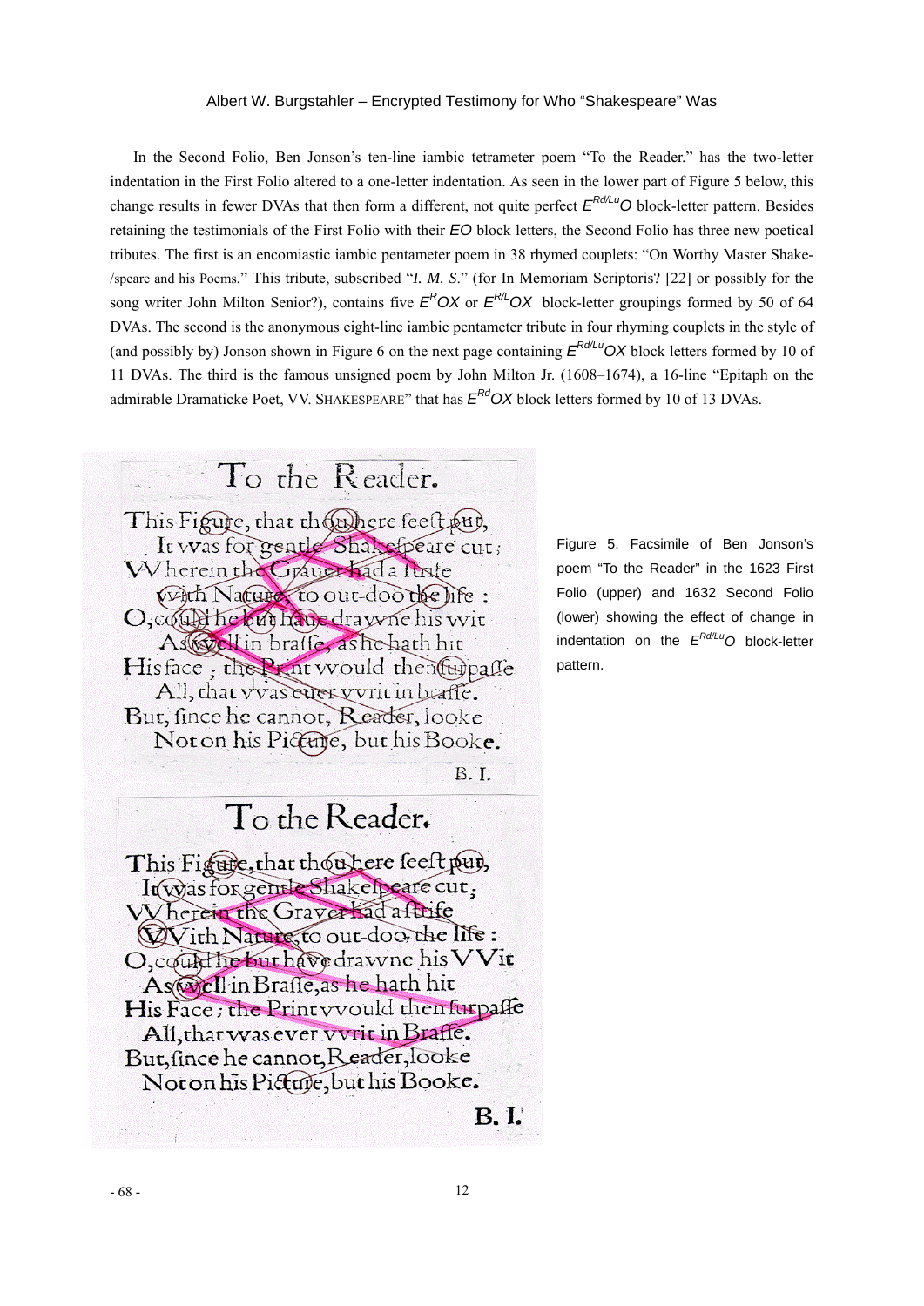In the Second Folio, Ben Jonson's ten-line iambic tetrameter poem "To the Reader." has the two-letter indentation in the First Folio altered to a one-letter indentation. As seen in the lower part of Figure 5 below, this change results in fewer DVAs that then form a different, not quite perfect $E^{Rd/Lu}O$ block-letter pattern. Besides retaining the testimonials of the First Folio with their *EO* block letters, the Second Folio has three new poetical tributes. The first is an encomiastic iambic pentameter poem in 38 rhymed couplets: "On Worthy Master Shake-/speare and his Poems." This tribute, subscribed "*I. M. S.*" (for In Memoriam Scriptoris? [22] or possibly for the song writer John Milton Senior?), contains five $E^{R}OX$ or $E^{R/L}OX$ block-letter groupings formed by 50 of 64 DVAs. The second is the anonymous eight-line iambic pentameter tribute in four rhyming couplets in the style of (and possibly by) Jonson shown in Figure 6 on the next page containing $E^{Rd/Lu}OX$ block letters formed by 10 of 11 DVAs. The third is the famous unsigned poem by John Milton Jr. (1608–1674), a 16-line "Epitaph on the admirable Dramaticke Poet, VV. SHAKESPEARE" that has $E^{Rd}OX$ block letters formed by 10 of 13 DVAs.

Figure 5. Facsimile of Ben Jonson's poem "To the Reader" in the 1623 First Folio (upper) and 1632 Second Folio (lower) showing the effect of change in indentation on the $E^{Rd/Lu}O$ block-letter pattern.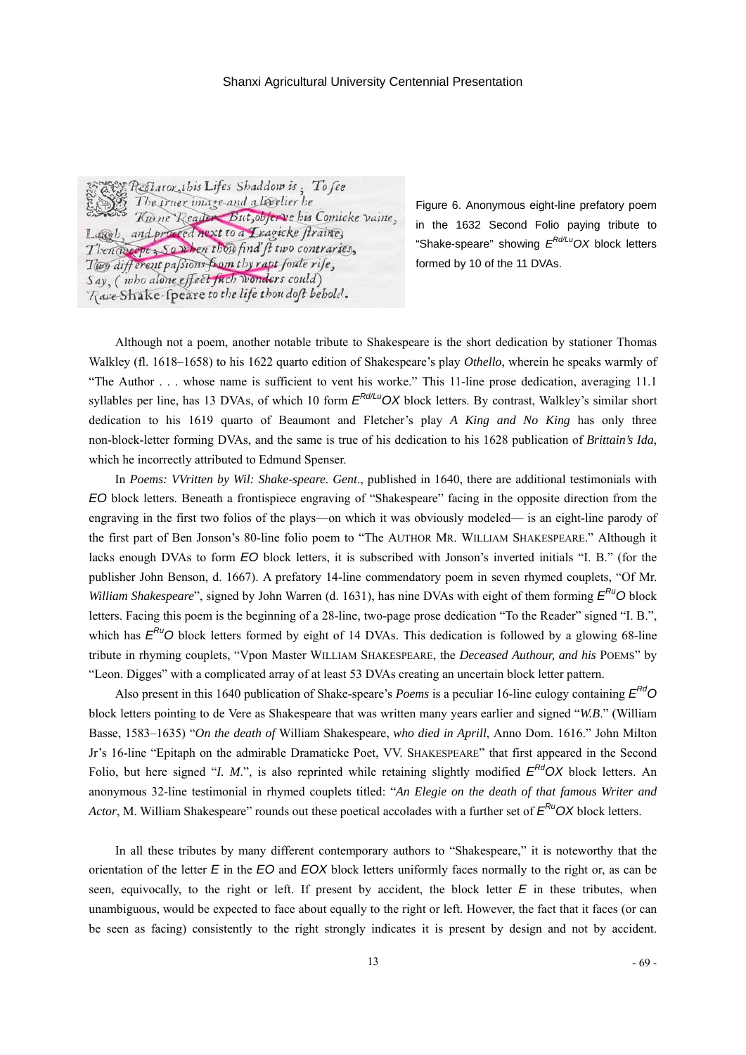Figure 6. Anonymous eight-line prefatory poem in the 1632 Second Folio paying tribute to "Shake-speare" showing $E^{Rd/Lu}OX$ block letters formed by 10 of the 11 DVAs.

Although not a poem, another notable tribute to Shakespeare is the short dedication by stationer Thomas Walkley (fl. 1618–1658) to his 1622 quarto edition of Shakespeare's play *Othello*, wherein he speaks warmly of "The Author . . . whose name is sufficient to vent his worke." This 11-line prose dedication, averaging 11.1 syllables per line, has 13 DVAs, of which 10 form $E^{Rd/Lu}OX$ block letters. By contrast, Walkley's similar short dedication to his 1619 quarto of Beaumont and Fletcher's play *A King and No King* has only three non-block-letter forming DVAs, and the same is true of his dedication to his 1628 publication of *Brittain's Ida*, which he incorrectly attributed to Edmund Spenser.

In *Poems: VVritten by Wil: Shake-speare. Gent*., published in 1640, there are additional testimonials with *EO* block letters. Beneath a frontispiece engraving of "Shakespeare" facing in the opposite direction from the engraving in the first two folios of the plays—on which it was obviously modeled— is an eight-line parody of the first part of Ben Jonson's 80-line folio poem to "The AUTHOR MR. WILLIAM SHAKESPEARE." Although it lacks enough DVAs to form *EO* block letters, it is subscribed with Jonson's inverted initials "I. B." (for the publisher John Benson, d. 1667). A prefatory 14-line commendatory poem in seven rhymed couplets, "Of Mr. *William Shakespeare*", signed by John Warren (d. 1631), has nine DVAs with eight of them forming $E^{Ru}O$ block letters. Facing this poem is the beginning of a 28-line, two-page prose dedication "To the Reader" signed "I. B.", which has $E^{Ru}O$ block letters formed by eight of 14 DVAs. This dedication is followed by a glowing 68-line tribute in rhyming couplets, "Vpon Master WILLIAM SHAKESPEARE, the *Deceased Authour, and his* POEMS" by "Leon. Digges" with a complicated array of at least 53 DVAs creating an uncertain block letter pattern.

Also present in this 1640 publication of Shake-speare's *Poems* is a peculiar 16-line eulogy containing $E^{Rd}O$ block letters pointing to de Vere as Shakespeare that was written many years earlier and signed "*W.B.*" (William Basse, 1583–1635) "*On the death of* William Shakespeare, *who died in Aprill*, Anno Dom. 1616." John Milton Jr's 16-line "Epitaph on the admirable Dramaticke Poet, VV. SHAKESPEARE" that first appeared in the Second Folio, but here signed "*I. M*.", is also reprinted while retaining slightly modified $E^{Rd}OX$ block letters. An anonymous 32-line testimonial in rhymed couplets titled: "*An Elegie on the death of that famous Writer and Actor*, M. William Shakespeare" rounds out these poetical accolades with a further set of $E^{Ru}OX$ block letters.

In all these tributes by many different contemporary authors to "Shakespeare," it is noteworthy that the orientation of the letter *E* in the *EO* and *EOX* block letters uniformly faces normally to the right or, as can be seen, equivocally, to the right or left. If present by accident, the block letter *E* in these tributes, when unambiguous, would be expected to face about equally to the right or left. However, the fact that it faces (or can be seen as facing) consistently to the right strongly indicates it is present by design and not by accident.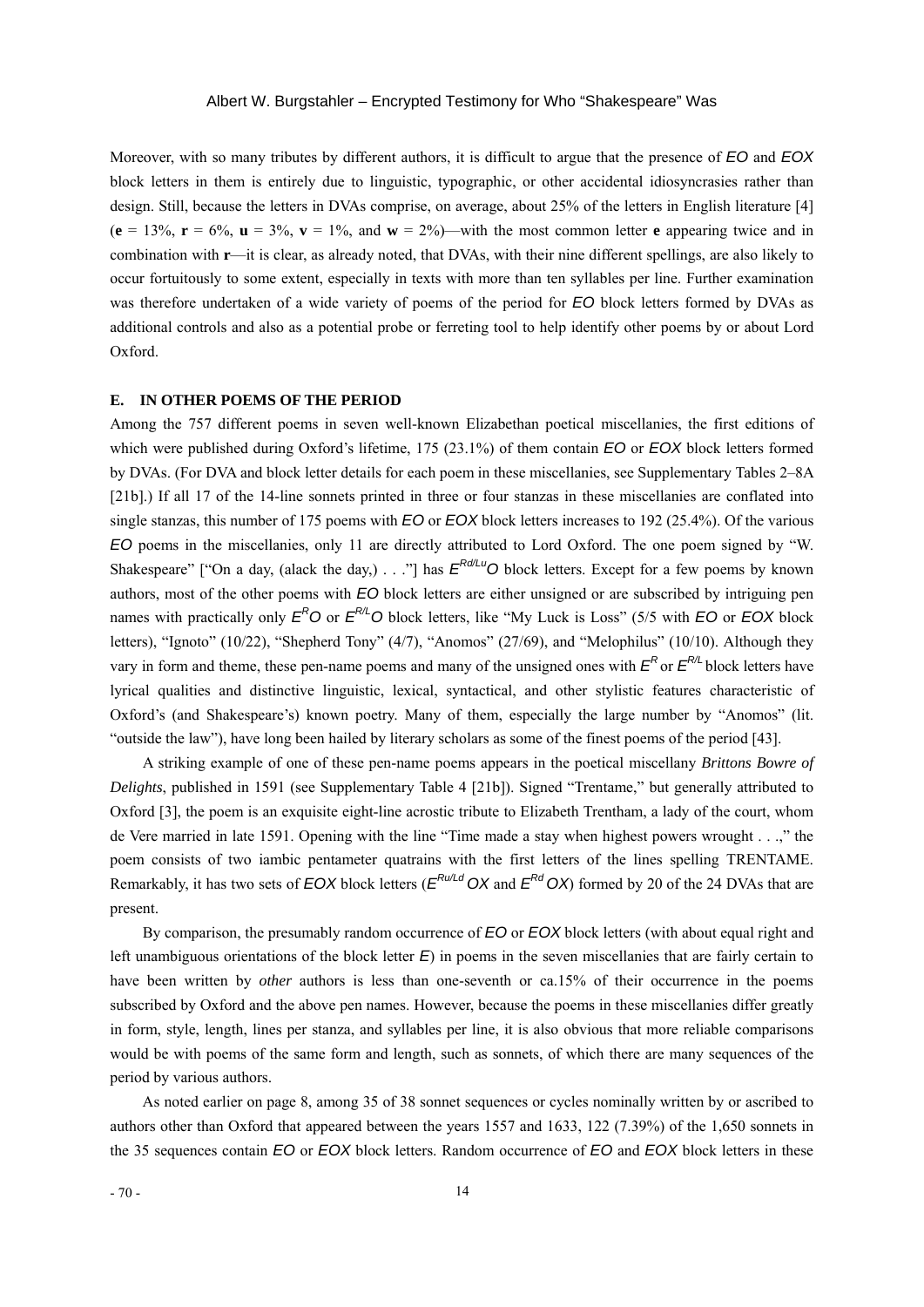Moreover, with so many tributes by different authors, it is difficult to argue that the presence of *EO* and *EOX* block letters in them is entirely due to linguistic, typographic, or other accidental idiosyncrasies rather than design. Still, because the letters in DVAs comprise, on average, about 25% of the letters in English literature [4] (**e** = 13%, **r** = 6%, **u** = 3%, **v** = 1%, and **w** = 2%)—with the most common letter **e** appearing twice and in combination with **r**—it is clear, as already noted, that DVAs, with their nine different spellings, are also likely to occur fortuitously to some extent, especially in texts with more than ten syllables per line. Further examination was therefore undertaken of a wide variety of poems of the period for *EO* block letters formed by DVAs as additional controls and also as a potential probe or ferreting tool to help identify other poems by or about Lord Oxford.

### E. IN OTHER POEMS OF THE PERIOD

Among the 757 different poems in seven well-known Elizabethan poetical miscellanies, the first editions of which were published during Oxford's lifetime, 175 (23.1%) of them contain *EO* or *EOX* block letters formed by DVAs. (For DVA and block letter details for each poem in these miscellanies, see Supplementary Tables 2–8A [21b].) If all 17 of the 14-line sonnets printed in three or four stanzas in these miscellanies are conflated into single stanzas, this number of 175 poems with *EO* or *EOX* block letters increases to 192 (25.4%). Of the various *EO* poems in the miscellanies, only 11 are directly attributed to Lord Oxford. The one poem signed by "W. Shakespeare" ["On a day, (alack the day,) . . ."] has $E^{Rd/Lu}O$ block letters. Except for a few poems by known authors, most of the other poems with *EO* block letters are either unsigned or are subscribed by intriguing pen names with practically only $E^{R}O$ or $E^{R/L}O$ block letters, like "My Luck is Loss" (5/5 with *EO* or *EOX* block letters), "Ignoto" (10/22), "Shepherd Tony" (4/7), "Anomos" (27/69), and "Melophilus" (10/10). Although they vary in form and theme, these pen-name poems and many of the unsigned ones with $E^{R}$ or $E^{R/L}$ block letters have lyrical qualities and distinctive linguistic, lexical, syntactical, and other stylistic features characteristic of Oxford's (and Shakespeare's) known poetry. Many of them, especially the large number by "Anomos" (lit. "outside the law"), have long been hailed by literary scholars as some of the finest poems of the period [43].

A striking example of one of these pen-name poems appears in the poetical miscellany *Brittons Bowre of Delights*, published in 1591 (see Supplementary Table 4 [21b]). Signed "Trentame," but generally attributed to Oxford [3], the poem is an exquisite eight-line acrostic tribute to Elizabeth Trentham, a lady of the court, whom de Vere married in late 1591. Opening with the line "Time made a stay when highest powers wrought . . .," the poem consists of two iambic pentameter quatrains with the first letters of the lines spelling TRENTAME. Remarkably, it has two sets of *EOX* block letters ($E^{Ru/Ld}OX$ and $E^{Rd}OX$) formed by 20 of the 24 DVAs that are present.

By comparison, the presumably random occurrence of *EO* or *EOX* block letters (with about equal right and left unambiguous orientations of the block letter *E*) in poems in the seven miscellanies that are fairly certain to have been written by *other* authors is less than one-seventh or ca.15% of their occurrence in the poems subscribed by Oxford and the above pen names. However, because the poems in these miscellanies differ greatly in form, style, length, lines per stanza, and syllables per line, it is also obvious that more reliable comparisons would be with poems of the same form and length, such as sonnets, of which there are many sequences of the period by various authors.

As noted earlier on page 8, among 35 of 38 sonnet sequences or cycles nominally written by or ascribed to authors other than Oxford that appeared between the years 1557 and 1633, 122 (7.39%) of the 1,650 sonnets in the 35 sequences contain *EO* or *EOX* block letters. Random occurrence of *EO* and *EOX* block letters in these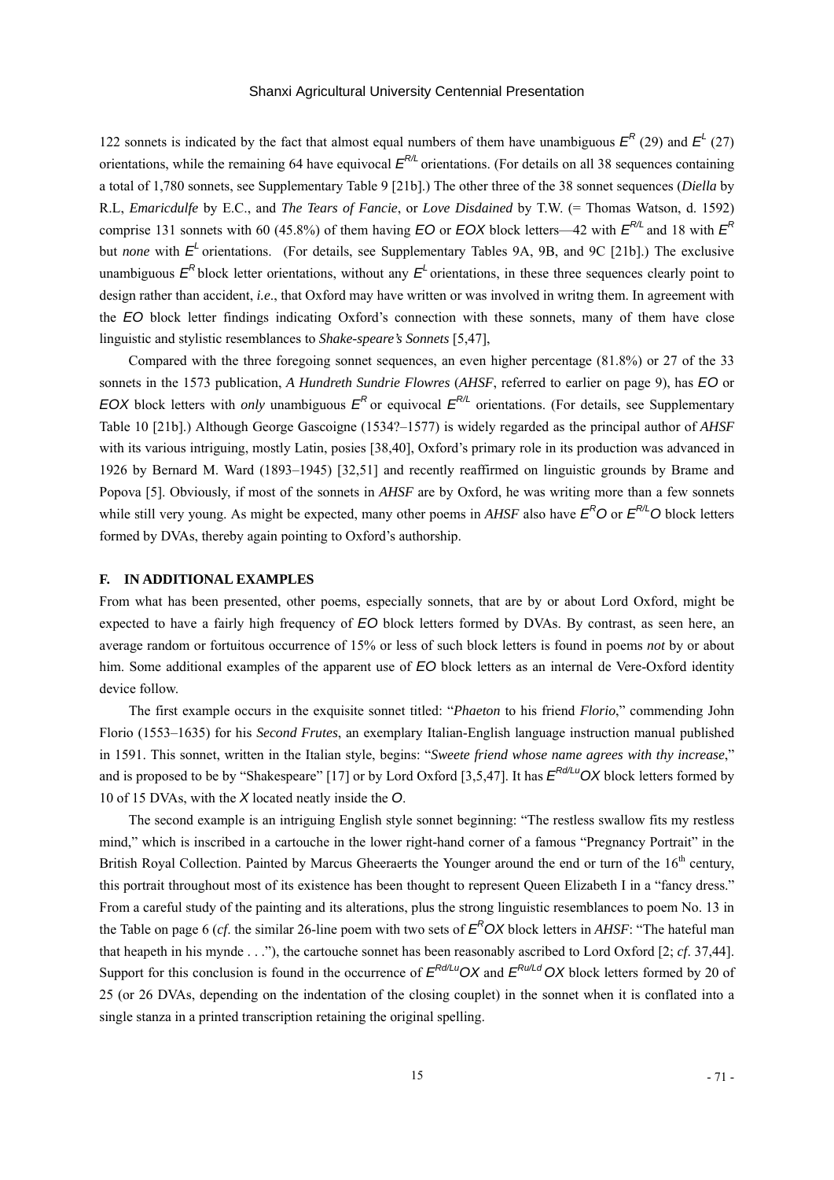122 sonnets is indicated by the fact that almost equal numbers of them have unambiguous $E^R$ (29) and $E^L$ (27) orientations, while the remaining 64 have equivocal $E^{R/L}$ orientations. (For details on all 38 sequences containing a total of 1,780 sonnets, see Supplementary Table 9 [21b].) The other three of the 38 sonnet sequences (*Diella* by R.L, *Emaricdulfe* by E.C., and *The Tears of Fancie*, or *Love Disdained* by T.W. (= Thomas Watson, d. 1592) comprise 131 sonnets with 60 (45.8%) of them having *EO* or *EOX* block letters—42 with $E^{R/L}$ and 18 with $E^R$ but *none* with $E^L$ orientations. (For details, see Supplementary Tables 9A, 9B, and 9C [21b].) The exclusive unambiguous $E^R$ block letter orientations, without any $E^L$ orientations, in these three sequences clearly point to design rather than accident, *i.e*., that Oxford may have written or was involved in writng them. In agreement with the *EO* block letter findings indicating Oxford's connection with these sonnets, many of them have close linguistic and stylistic resemblances to *Shake-speare's Sonnets* [5,47],

Compared with the three foregoing sonnet sequences, an even higher percentage (81.8%) or 27 of the 33 sonnets in the 1573 publication, *A Hundreth Sundrie Flowres* (*AHSF*, referred to earlier on page 9), has *EO* or *EOX* block letters with *only* unambiguous $E^R$ or equivocal $E^{R/L}$ orientations. (For details, see Supplementary Table 10 [21b].) Although George Gascoigne (1534?–1577) is widely regarded as the principal author of *AHSF* with its various intriguing, mostly Latin, posies [38,40], Oxford's primary role in its production was advanced in 1926 by Bernard M. Ward (1893–1945) [32,51] and recently reaffirmed on linguistic grounds by Brame and Popova [5]. Obviously, if most of the sonnets in *AHSF* are by Oxford, he was writing more than a few sonnets while still very young. As might be expected, many other poems in *AHSF* also have $E^RO$ or $E^{R/L}O$ block letters formed by DVAs, thereby again pointing to Oxford's authorship.

### F. IN ADDITIONAL EXAMPLES

From what has been presented, other poems, especially sonnets, that are by or about Lord Oxford, might be expected to have a fairly high frequency of *EO* block letters formed by DVAs. By contrast, as seen here, an average random or fortuitous occurrence of 15% or less of such block letters is found in poems *not* by or about him. Some additional examples of the apparent use of *EO* block letters as an internal de Vere-Oxford identity device follow.

The first example occurs in the exquisite sonnet titled: "*Phaeton* to his friend *Florio*," commending John Florio (1553–1635) for his *Second Frutes*, an exemplary Italian-English language instruction manual published in 1591. This sonnet, written in the Italian style, begins: "*Sweete friend whose name agrees with thy increase*," and is proposed to be by "Shakespeare" [17] or by Lord Oxford [3,5,47]. It has $E^{Rd/Lu}OX$ block letters formed by 10 of 15 DVAs, with the *X* located neatly inside the *O*.

The second example is an intriguing English style sonnet beginning: "The restless swallow fits my restless mind," which is inscribed in a cartouche in the lower right-hand corner of a famous "Pregnancy Portrait" in the British Royal Collection. Painted by Marcus Gheeraerts the Younger around the end or turn of the 16th century, this portrait throughout most of its existence has been thought to represent Queen Elizabeth I in a "fancy dress." From a careful study of the painting and its alterations, plus the strong linguistic resemblances to poem No. 13 in the Table on page 6 (*cf*. the similar 26-line poem with two sets of $E^ROX$ block letters in *AHSF*: "The hateful man that heapeth in his mynde . . ."), the cartouche sonnet has been reasonably ascribed to Lord Oxford [2; *cf*. 37,44]. Support for this conclusion is found in the occurrence of $E^{Rd/Lu}OX$ and $E^{Ru/Ld}OX$ block letters formed by 20 of 25 (or 26 DVAs, depending on the indentation of the closing couplet) in the sonnet when it is conflated into a single stanza in a printed transcription retaining the original spelling.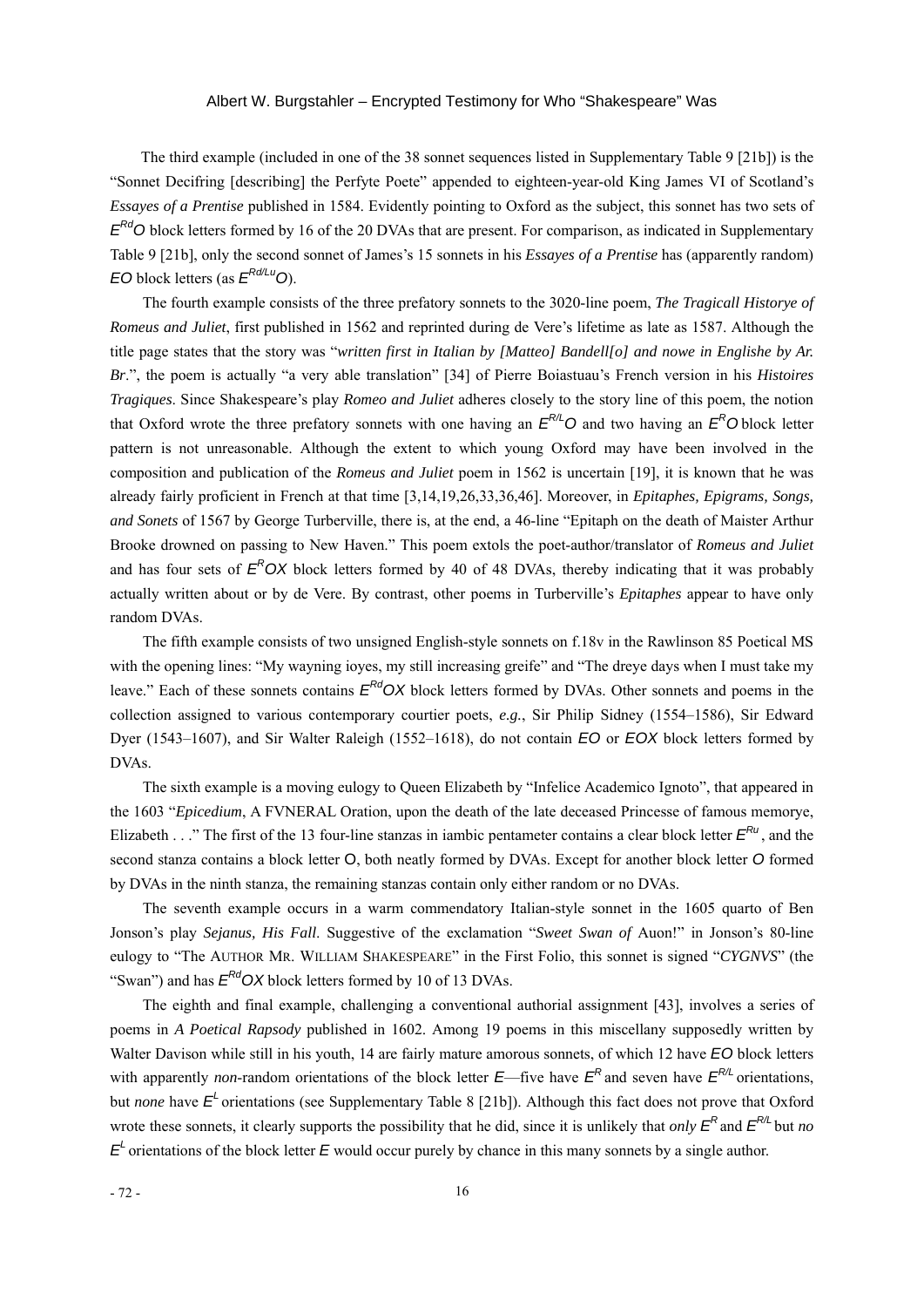The third example (included in one of the 38 sonnet sequences listed in Supplementary Table 9 [21b]) is the "Sonnet Decifring [describing] the Perfyte Poete" appended to eighteen-year-old King James VI of Scotland's *Essayes of a Prentise* published in 1584. Evidently pointing to Oxford as the subject, this sonnet has two sets of $E^{Rd}O$ block letters formed by 16 of the 20 DVAs that are present. For comparison, as indicated in Supplementary Table 9 [21b], only the second sonnet of James's 15 sonnets in his *Essayes of a Prentise* has (apparently random) $EO$ block letters (as $E^{Rd/Lu}O$).

The fourth example consists of the three prefatory sonnets to the 3020-line poem, *The Tragicall Historye of Romeus and Juliet*, first published in 1562 and reprinted during de Vere's lifetime as late as 1587. Although the title page states that the story was "*written first in Italian by [Matteo] Bandell[o] and nowe in Englishe by Ar. Br*.", the poem is actually "a very able translation" [34] of Pierre Boiastuau's French version in his *Histoires Tragiques*. Since Shakespeare's play *Romeo and Juliet* adheres closely to the story line of this poem, the notion that Oxford wrote the three prefatory sonnets with one having an $E^{R/L}O$ and two having an $E^{R}O$ block letter pattern is not unreasonable. Although the extent to which young Oxford may have been involved in the composition and publication of the *Romeus and Juliet* poem in 1562 is uncertain [19], it is known that he was already fairly proficient in French at that time [3,14,19,26,33,36,46]. Moreover, in *Epitaphes, Epigrams, Songs, and Sonets* of 1567 by George Turberville, there is, at the end, a 46-line "Epitaph on the death of Maister Arthur Brooke drowned on passing to New Haven." This poem extols the poet-author/translator of *Romeus and Juliet* and has four sets of $E^{R}OX$ block letters formed by 40 of 48 DVAs, thereby indicating that it was probably actually written about or by de Vere. By contrast, other poems in Turberville's *Epitaphes* appear to have only random DVAs.

The fifth example consists of two unsigned English-style sonnets on f.18v in the Rawlinson 85 Poetical MS with the opening lines: "My wayning ioyes, my still increasing greife" and "The dreye days when I must take my leave." Each of these sonnets contains $E^{Rd}OX$ block letters formed by DVAs. Other sonnets and poems in the collection assigned to various contemporary courtier poets, *e.g.*, Sir Philip Sidney (1554–1586), Sir Edward Dyer (1543–1607), and Sir Walter Raleigh (1552–1618), do not contain $EO$ or $EOX$ block letters formed by DVAs.

The sixth example is a moving eulogy to Queen Elizabeth by "Infelice Academico Ignoto", that appeared in the 1603 "*Epicedium*, A FVNERAL Oration, upon the death of the late deceased Princesse of famous memorye, Elizabeth . . ." The first of the 13 four-line stanzas in iambic pentameter contains a clear block letter $E^{Ru}$, and the second stanza contains a block letter $O$, both neatly formed by DVAs. Except for another block letter $O$ formed by DVAs in the ninth stanza, the remaining stanzas contain only either random or no DVAs.

The seventh example occurs in a warm commendatory Italian-style sonnet in the 1605 quarto of Ben Jonson's play *Sejanus, His Fall*. Suggestive of the exclamation "*Sweet Swan of* Auon!" in Jonson's 80-line eulogy to "The AUTHOR MR. WILLIAM SHAKESPEARE" in the First Folio, this sonnet is signed "*CYGNVS*" (the "Swan") and has $E^{Rd}OX$ block letters formed by 10 of 13 DVAs.

The eighth and final example, challenging a conventional authorial assignment [43], involves a series of poems in *A Poetical Rapsody* published in 1602. Among 19 poems in this miscellany supposedly written by Walter Davison while still in his youth, 14 are fairly mature amorous sonnets, of which 12 have $EO$ block letters with apparently *non*-random orientations of the block letter $E$—five have $E^{R}$ and seven have $E^{R/L}$ orientations, but *none* have $E^{L}$ orientations (see Supplementary Table 8 [21b]). Although this fact does not prove that Oxford wrote these sonnets, it clearly supports the possibility that he did, since it is unlikely that *only* $E^{R}$ and $E^{R/L}$ but *no* $E^{L}$ orientations of the block letter $E$ would occur purely by chance in this many sonnets by a single author.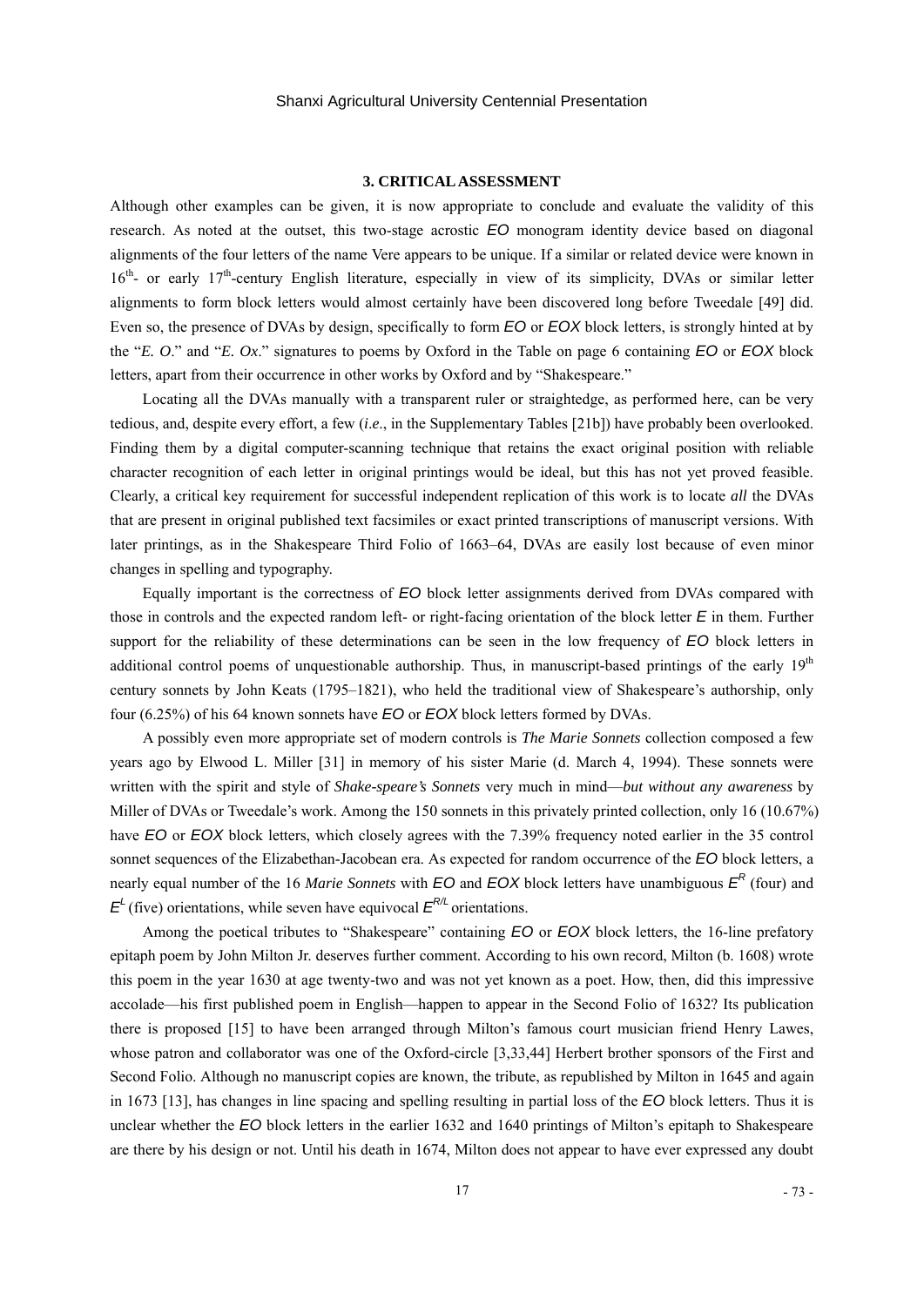### 3. CRITICAL ASSESSMENT

Although other examples can be given, it is now appropriate to conclude and evaluate the validity of this research. As noted at the outset, this two-stage acrostic *EO* monogram identity device based on diagonal alignments of the four letters of the name Vere appears to be unique. If a similar or related device were known in 16th- or early 17th-century English literature, especially in view of its simplicity, DVAs or similar letter alignments to form block letters would almost certainly have been discovered long before Tweedale [49] did. Even so, the presence of DVAs by design, specifically to form *EO* or *EOX* block letters, is strongly hinted at by the "*E. O*." and "*E. Ox*." signatures to poems by Oxford in the Table on page 6 containing *EO* or *EOX* block letters, apart from their occurrence in other works by Oxford and by "Shakespeare."

Locating all the DVAs manually with a transparent ruler or straightedge, as performed here, can be very tedious, and, despite every effort, a few (*i.e*., in the Supplementary Tables [21b]) have probably been overlooked. Finding them by a digital computer-scanning technique that retains the exact original position with reliable character recognition of each letter in original printings would be ideal, but this has not yet proved feasible. Clearly, a critical key requirement for successful independent replication of this work is to locate *all* the DVAs that are present in original published text facsimiles or exact printed transcriptions of manuscript versions. With later printings, as in the Shakespeare Third Folio of 1663–64, DVAs are easily lost because of even minor changes in spelling and typography.

Equally important is the correctness of *EO* block letter assignments derived from DVAs compared with those in controls and the expected random left- or right-facing orientation of the block letter *E* in them. Further support for the reliability of these determinations can be seen in the low frequency of *EO* block letters in additional control poems of unquestionable authorship. Thus, in manuscript-based printings of the early 19th century sonnets by John Keats (1795–1821), who held the traditional view of Shakespeare's authorship, only four (6.25%) of his 64 known sonnets have *EO* or *EOX* block letters formed by DVAs.

A possibly even more appropriate set of modern controls is *The Marie Sonnets* collection composed a few years ago by Elwood L. Miller [31] in memory of his sister Marie (d. March 4, 1994). These sonnets were written with the spirit and style of *Shake-speare's Sonnets* very much in mind—*but without any awareness* by Miller of DVAs or Tweedale's work. Among the 150 sonnets in this privately printed collection, only 16 (10.67%) have *EO* or *EOX* block letters, which closely agrees with the 7.39% frequency noted earlier in the 35 control sonnet sequences of the Elizabethan-Jacobean era. As expected for random occurrence of the *EO* block letters, a nearly equal number of the 16 *Marie Sonnets* with *EO* and *EOX* block letters have unambiguous $E^R$ (four) and $E^L$ (five) orientations, while seven have equivocal $E^{R/L}$ orientations.

Among the poetical tributes to "Shakespeare" containing *EO* or *EOX* block letters, the 16-line prefatory epitaph poem by John Milton Jr. deserves further comment. According to his own record, Milton (b. 1608) wrote this poem in the year 1630 at age twenty-two and was not yet known as a poet. How, then, did this impressive accolade—his first published poem in English—happen to appear in the Second Folio of 1632? Its publication there is proposed [15] to have been arranged through Milton's famous court musician friend Henry Lawes, whose patron and collaborator was one of the Oxford-circle [3,33,44] Herbert brother sponsors of the First and Second Folio. Although no manuscript copies are known, the tribute, as republished by Milton in 1645 and again in 1673 [13], has changes in line spacing and spelling resulting in partial loss of the *EO* block letters. Thus it is unclear whether the *EO* block letters in the earlier 1632 and 1640 printings of Milton's epitaph to Shakespeare are there by his design or not. Until his death in 1674, Milton does not appear to have ever expressed any doubt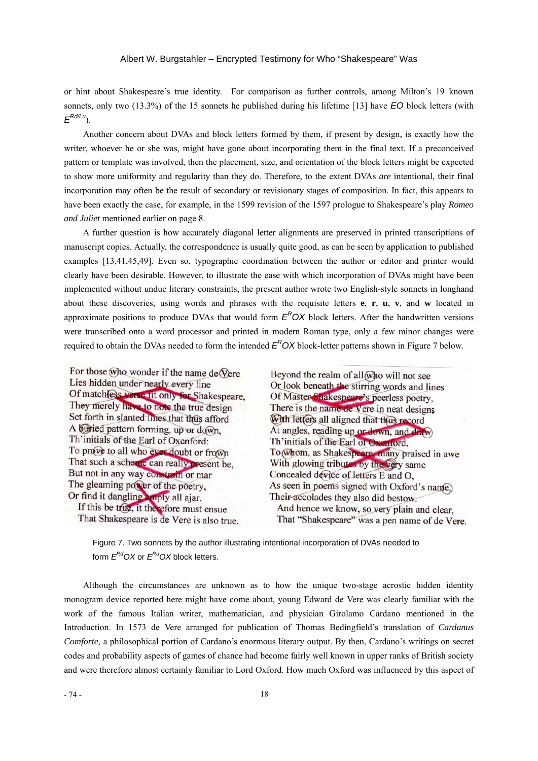or hint about Shakespeare's true identity. For comparison as further controls, among Milton's 19 known sonnets, only two (13.3%) of the 15 sonnets he published during his lifetime [13] have *EO* block letters (with $E^{Rd/Lu}$).

Another concern about DVAs and block letters formed by them, if present by design, is exactly how the writer, whoever he or she was, might have gone about incorporating them in the final text. If a preconceived pattern or template was involved, then the placement, size, and orientation of the block letters might be expected to show more uniformity and regularity than they do. Therefore, to the extent DVAs *are* intentional, their final incorporation may often be the result of secondary or revisionary stages of composition. In fact, this appears to have been exactly the case, for example, in the 1599 revision of the 1597 prologue to Shakespeare's play *Romeo and Juliet* mentioned earlier on page 8.

A further question is how accurately diagonal letter alignments are preserved in printed transcriptions of manuscript copies. Actually, the correspondence is usually quite good, as can be seen by application to published examples [13,41,45,49]. Even so, typographic coordination between the author or editor and printer would clearly have been desirable. However, to illustrate the ease with which incorporation of DVAs might have been implemented without undue literary constraints, the present author wrote two English-style sonnets in longhand about these discoveries, using words and phrases with the requisite letters **e**, **r**, **u**, **v**, and **w** located in approximate positions to produce DVAs that would form $E^{R}OX$ block letters. After the handwritten versions were transcribed onto a word processor and printed in modern Roman type, only a few minor changes were required to obtain the DVAs needed to form the intended $E^{R}OX$ block-letter patterns shown in Figure 7 below.

For those who wonder if the name de Vere
Lies hidden under nearly every line
Of matchless verse fit only for Shakespeare,
They merely have to note the true design
Set forth in slanted lines that thus afford
A buried pattern forming, up or down,
Th'initials of the Earl of Oxenford:
To prove to all who ever doubt or frown
That such a scheme can really present be,
But not in any way constrain or mar
The gleaming power of the poetry,
Or find it dangling empty all ajar.
If this be true, it therefore must ensue
That Shakespeare is de Vere is also true.

Beyond the realm of all who will not see
Or look beneath the stirring words and lines
Of Master Shakespeare's peerless poetry,
There is the name de Vere in neat designs
With letters all aligned that thus record
At angles, reading up or down, and draw
Th'initials of the Earl of Oxenford,
To whom, as Shakespeare, many praised in awe
With glowing tributes by the very same
Concealed device of letters E and O,
As seen in poems signed with Oxford's name,
Their accolades they also did bestow.
And hence we know, so very plain and clear,
That "Shakespeare" was a pen name of de Vere.

Figure 7. Two sonnets by the author illustrating intentional incorporation of DVAs needed to form $E^{Rd}OX$ or $E^{Ru}OX$ block letters.

Although the circumstances are unknown as to how the unique two-stage acrostic hidden identity monogram device reported here might have come about, young Edward de Vere was clearly familiar with the work of the famous Italian writer, mathematician, and physician Girolamo Cardano mentioned in the Introduction. In 1573 de Vere arranged for publication of Thomas Bedingfield's translation of *Cardanus Comforte*, a philosophical portion of Cardano's enormous literary output. By then, Cardano's writings on secret codes and probability aspects of games of chance had become fairly well known in upper ranks of British society and were therefore almost certainly familiar to Lord Oxford. How much Oxford was influenced by this aspect of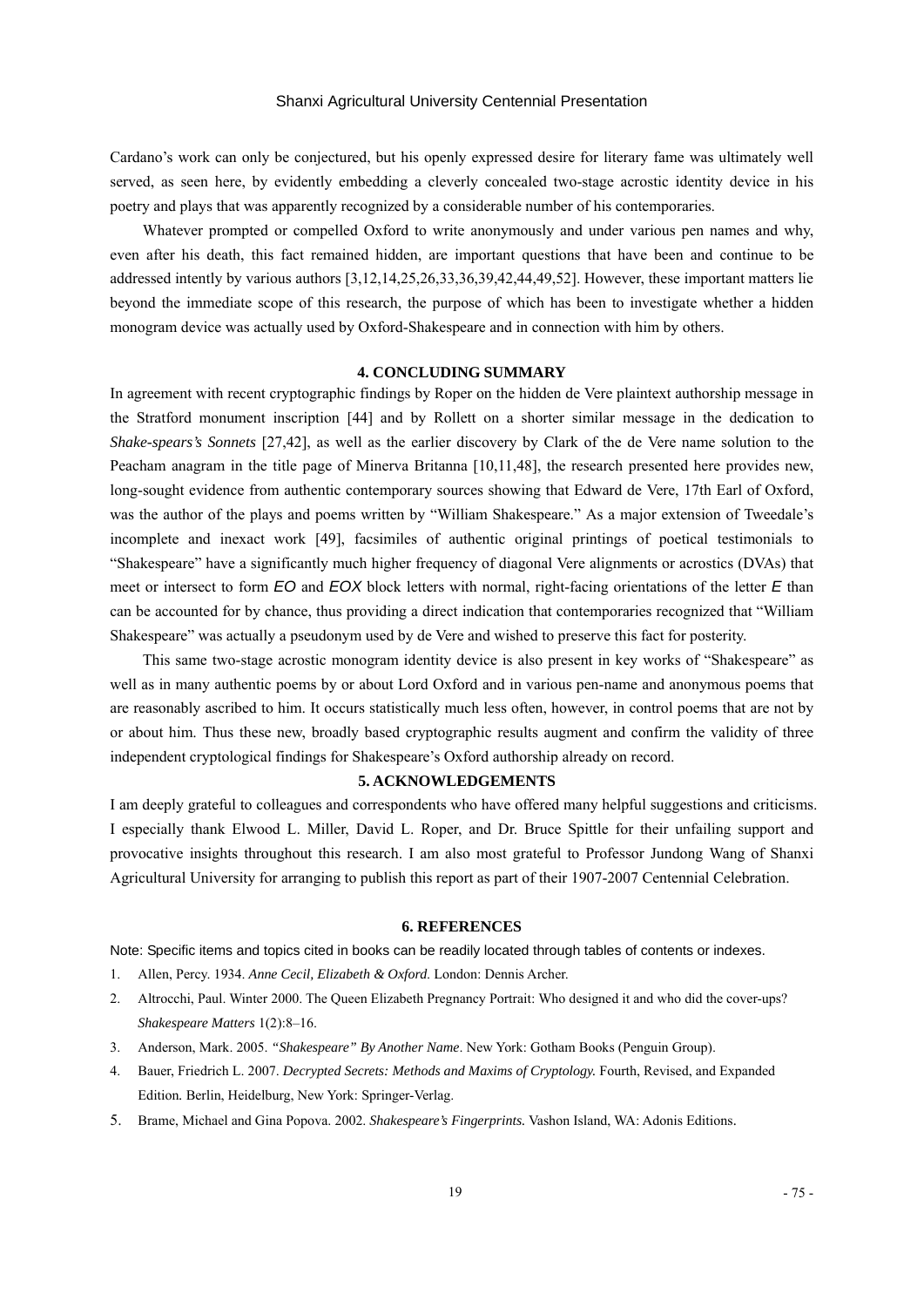Cardano's work can only be conjectured, but his openly expressed desire for literary fame was ultimately well served, as seen here, by evidently embedding a cleverly concealed two-stage acrostic identity device in his poetry and plays that was apparently recognized by a considerable number of his contemporaries.

Whatever prompted or compelled Oxford to write anonymously and under various pen names and why, even after his death, this fact remained hidden, are important questions that have been and continue to be addressed intently by various authors [3,12,14,25,26,33,36,39,42,44,49,52]. However, these important matters lie beyond the immediate scope of this research, the purpose of which has been to investigate whether a hidden monogram device was actually used by Oxford-Shakespeare and in connection with him by others.

## 4. CONCLUDING SUMMARY

In agreement with recent cryptographic findings by Roper on the hidden de Vere plaintext authorship message in the Stratford monument inscription [44] and by Rollett on a shorter similar message in the dedication to *Shake-spears's Sonnets* [27,42], as well as the earlier discovery by Clark of the de Vere name solution to the Peacham anagram in the title page of Minerva Britanna [10,11,48], the research presented here provides new, long-sought evidence from authentic contemporary sources showing that Edward de Vere, 17th Earl of Oxford, was the author of the plays and poems written by "William Shakespeare." As a major extension of Tweedale's incomplete and inexact work [49], facsimiles of authentic original printings of poetical testimonials to "Shakespeare" have a significantly much higher frequency of diagonal Vere alignments or acrostics (DVAs) that meet or intersect to form *EO* and *EOX* block letters with normal, right-facing orientations of the letter *E* than can be accounted for by chance, thus providing a direct indication that contemporaries recognized that "William Shakespeare" was actually a pseudonym used by de Vere and wished to preserve this fact for posterity.

This same two-stage acrostic monogram identity device is also present in key works of "Shakespeare" as well as in many authentic poems by or about Lord Oxford and in various pen-name and anonymous poems that are reasonably ascribed to him. It occurs statistically much less often, however, in control poems that are not by or about him. Thus these new, broadly based cryptographic results augment and confirm the validity of three independent cryptological findings for Shakespeare's Oxford authorship already on record.

## 5. ACKNOWLEDGEMENTS

I am deeply grateful to colleagues and correspondents who have offered many helpful suggestions and criticisms. I especially thank Elwood L. Miller, David L. Roper, and Dr. Bruce Spittle for their unfailing support and provocative insights throughout this research. I am also most grateful to Professor Jundong Wang of Shanxi Agricultural University for arranging to publish this report as part of their 1907-2007 Centennial Celebration.

## 6. REFERENCES

Note: Specific items and topics cited in books can be readily located through tables of contents or indexes.

1. Allen, Percy. 1934. *Anne Cecil, Elizabeth & Oxford.* London: Dennis Archer.
2. Altrocchi, Paul. Winter 2000. The Queen Elizabeth Pregnancy Portrait: Who designed it and who did the cover-ups? *Shakespeare Matters* 1(2):8–16.
3. Anderson, Mark. 2005. *"Shakespeare" By Another Name*. New York: Gotham Books (Penguin Group).
4. Bauer, Friedrich L. 2007. *Decrypted Secrets: Methods and Maxims of Cryptology.* Fourth, Revised, and Expanded Edition. Berlin, Heidelburg, New York: Springer-Verlag.
5. Brame, Michael and Gina Popova. 2002. *Shakespeare's Fingerprints.* Vashon Island, WA: Adonis Editions.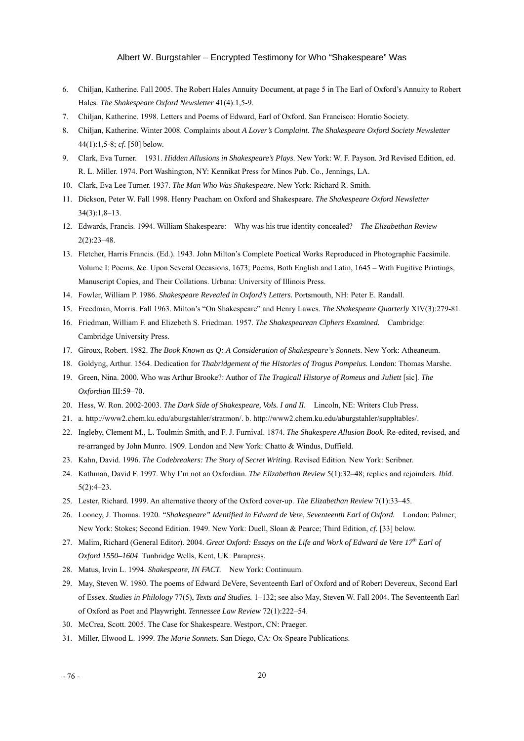6. Chiljan, Katherine. Fall 2005. The Robert Hales Annuity Document, at page 5 in The Earl of Oxford's Annuity to Robert Hales. *The Shakespeare Oxford Newsletter* 41(4):1,5-9.
7. Chiljan, Katherine. 1998. Letters and Poems of Edward, Earl of Oxford. San Francisco: Horatio Society.
8. Chiljan, Katherine. Winter 2008. Complaints about *A Lover's Complaint*. *The Shakespeare Oxford Society Newsletter* 44(1):1,5-8; *cf.* [50] below.
9. Clark, Eva Turner. 1931. *Hidden Allusions in Shakespeare's Plays*. New York: W. F. Payson. 3rd Revised Edition, ed. R. L. Miller. 1974. Port Washington, NY: Kennikat Press for Minos Pub. Co., Jennings, LA.
10. Clark, Eva Lee Turner. 1937. *The Man Who Was Shakespeare*. New York: Richard R. Smith.
11. Dickson, Peter W. Fall 1998. Henry Peacham on Oxford and Shakespeare. *The Shakespeare Oxford Newsletter* 34(3):1,8–13.
12. Edwards, Francis. 1994. William Shakespeare: Why was his true identity concealed? *The Elizabethan Review* 2(2):23–48.
13. Fletcher, Harris Francis. (Ed.). 1943. John Milton's Complete Poetical Works Reproduced in Photographic Facsimile. Volume I: Poems, &c. Upon Several Occasions, 1673; Poems, Both English and Latin, 1645 – With Fugitive Printings, Manuscript Copies, and Their Collations. Urbana: University of Illinois Press.
14. Fowler, William P. 1986. *Shakespeare Revealed in Oxford's Letters.* Portsmouth, NH: Peter E. Randall.
15. Freedman, Morris. Fall 1963. Milton's "On Shakespeare" and Henry Lawes. *The Shakespeare Quarterly* XIV(3):279-81.
16. Friedman, William F. and Elizebeth S. Friedman. 1957. *The Shakespearean Ciphers Examined.* Cambridge: Cambridge University Press.
17. Giroux, Robert. 1982. *The Book Known as Q: A Consideration of Shakespeare's Sonnets*. New York: Atheaneum.
18. Goldyng, Arthur. 1564. Dedication for *Thabridgement of the Histories of Trogus Pompeius.* London: Thomas Marshe.
19. Green, Nina. 2000. Who was Arthur Brooke?: Author of *The Tragicall Historye of Romeus and Juliett* [sic]. *The Oxfordian* III:59–70.
20. Hess, W. Ron. 2002-2003. *The Dark Side of Shakespeare, Vols. I and II.* Lincoln, NE: Writers Club Press.
21. a. http://www2.chem.ku.edu/aburgstahler/stratmon/. b. http://www2.chem.ku.edu/aburgstahler/suppltables/.
22. Ingleby, Clement M., L. Toulmin Smith, and F. J. Furnival. 1874. *The Shakespere Allusion Book*. Re-edited, revised, and re-arranged by John Munro. 1909. London and New York: Chatto & Windus, Duffield.
23. Kahn, David. 1996. *The Codebreakers: The Story of Secret Writing.* Revised Edition*.* New York: Scribner.
24. Kathman, David F. 1997. Why I'm not an Oxfordian. *The Elizabethan Review* 5(1):32–48; replies and rejoinders. *Ibid*. 5(2):4–23.
25. Lester, Richard. 1999. An alternative theory of the Oxford cover-up. *The Elizabethan Review* 7(1):33–45.
26. Looney, J. Thomas. 1920. *"Shakespeare" Identified in Edward de Vere, Seventeenth Earl of Oxford.* London: Palmer; New York: Stokes; Second Edition. 1949. New York: Duell, Sloan & Pearce; Third Edition, *cf.* [33] below.
27. Malim, Richard (General Editor). 2004. *Great Oxford: Essays on the Life and Work of Edward de Vere 17th Earl of Oxford 1550–1604*. Tunbridge Wells, Kent, UK: Parapress.
28. Matus, Irvin L. 1994. *Shakespeare, IN FACT.* New York: Continuum.
29. May, Steven W. 1980. The poems of Edward DeVere, Seventeenth Earl of Oxford and of Robert Devereux, Second Earl of Essex. *Studies in Philology* 77(5), *Texts and Studies.* 1–132; see also May, Steven W. Fall 2004. The Seventeenth Earl of Oxford as Poet and Playwright. *Tennessee Law Review* 72(1):222–54.
30. McCrea, Scott. 2005. The Case for Shakespeare. Westport, CN: Praeger.
31. Miller, Elwood L. 1999. *The Marie Sonnets.* San Diego, CA: Ox-Speare Publications.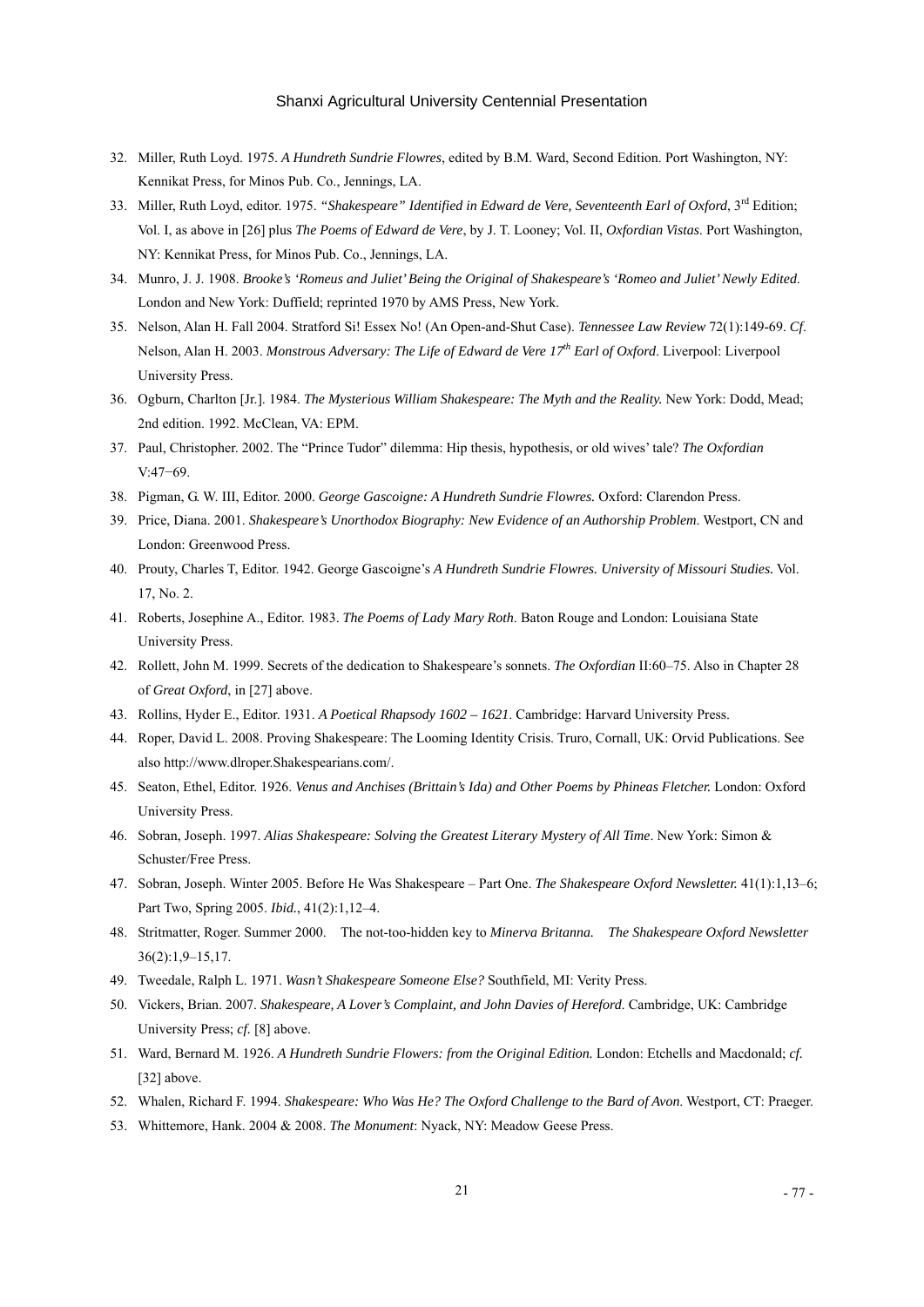32. Miller, Ruth Loyd. 1975. *A Hundreth Sundrie Flowres*, edited by B.M. Ward, Second Edition. Port Washington, NY: Kennikat Press, for Minos Pub. Co., Jennings, LA.
33. Miller, Ruth Loyd, editor. 1975. *"Shakespeare" Identified in Edward de Vere, Seventeenth Earl of Oxford*, 3rd Edition; Vol. I, as above in [26] plus *The Poems of Edward de Vere*, by J. T. Looney; Vol. II, *Oxfordian Vistas*. Port Washington, NY: Kennikat Press, for Minos Pub. Co., Jennings, LA.
34. Munro, J. J. 1908. *Brooke's 'Romeus and Juliet' Being the Original of Shakespeare's 'Romeo and Juliet' Newly Edited*. London and New York: Duffield; reprinted 1970 by AMS Press, New York.
35. Nelson, Alan H. Fall 2004. Stratford Si! Essex No! (An Open-and-Shut Case). *Tennessee Law Review* 72(1):149-69. *Cf*. Nelson, Alan H. 2003. *Monstrous Adversary: The Life of Edward de Vere 17th Earl of Oxford*. Liverpool: Liverpool University Press.
36. Ogburn, Charlton [Jr.]. 1984. *The Mysterious William Shakespeare: The Myth and the Reality.* New York: Dodd, Mead; 2nd edition. 1992. McClean, VA: EPM.
37. Paul, Christopher. 2002. The "Prince Tudor" dilemma: Hip thesis, hypothesis, or old wives' tale? *The Oxfordian* V:47−69.
38. Pigman, G. W. III, Editor. 2000. *George Gascoigne: A Hundreth Sundrie Flowres.* Oxford: Clarendon Press.
39. Price, Diana. 2001. *Shakespeare's Unorthodox Biography: New Evidence of an Authorship Problem*. Westport, CN and London: Greenwood Press.
40. Prouty, Charles T, Editor. 1942. George Gascoigne's *A Hundreth Sundrie Flowres. University of Missouri Studies.* Vol. 17, No. 2.
41. Roberts, Josephine A., Editor. 1983. *The Poems of Lady Mary Roth*. Baton Rouge and London: Louisiana State University Press.
42. Rollett, John M. 1999. Secrets of the dedication to Shakespeare's sonnets. *The Oxfordian* II:60–75. Also in Chapter 28 of *Great Oxford*, in [27] above.
43. Rollins, Hyder E., Editor. 1931. *A Poetical Rhapsody 1602 – 1621*. Cambridge: Harvard University Press.
44. Roper, David L. 2008. Proving Shakespeare: The Looming Identity Crisis. Truro, Cornall, UK: Orvid Publications. See also http://www.dlroper.Shakespearians.com/.
45. Seaton, Ethel, Editor. 1926. *Venus and Anchises (Brittain's Ida) and Other Poems by Phineas Fletcher.* London: Oxford University Press.
46. Sobran, Joseph. 1997. *Alias Shakespeare: Solving the Greatest Literary Mystery of All Time*. New York: Simon & Schuster/Free Press.
47. Sobran, Joseph. Winter 2005. Before He Was Shakespeare – Part One. *The Shakespeare Oxford Newsletter.* 41(1):1,13–6; Part Two, Spring 2005. *Ibid.*, 41(2):1,12–4.
48. Stritmatter, Roger. Summer 2000. The not-too-hidden key to *Minerva Britanna. The Shakespeare Oxford Newsletter* 36(2):1,9–15,17.
49. Tweedale, Ralph L. 1971. *Wasn't Shakespeare Someone Else?* Southfield, MI: Verity Press.
50. Vickers, Brian. 2007. *Shakespeare, A Lover's Complaint, and John Davies of Hereford.* Cambridge, UK: Cambridge University Press; *cf.* [8] above.
51. Ward, Bernard M. 1926. *A Hundreth Sundrie Flowers: from the Original Edition.* London: Etchells and Macdonald; *cf.* [32] above.
52. Whalen, Richard F. 1994. *Shakespeare: Who Was He? The Oxford Challenge to the Bard of Avon*. Westport, CT: Praeger.
53. Whittemore, Hank. 2004 & 2008. *The Monument*: Nyack, NY: Meadow Geese Press.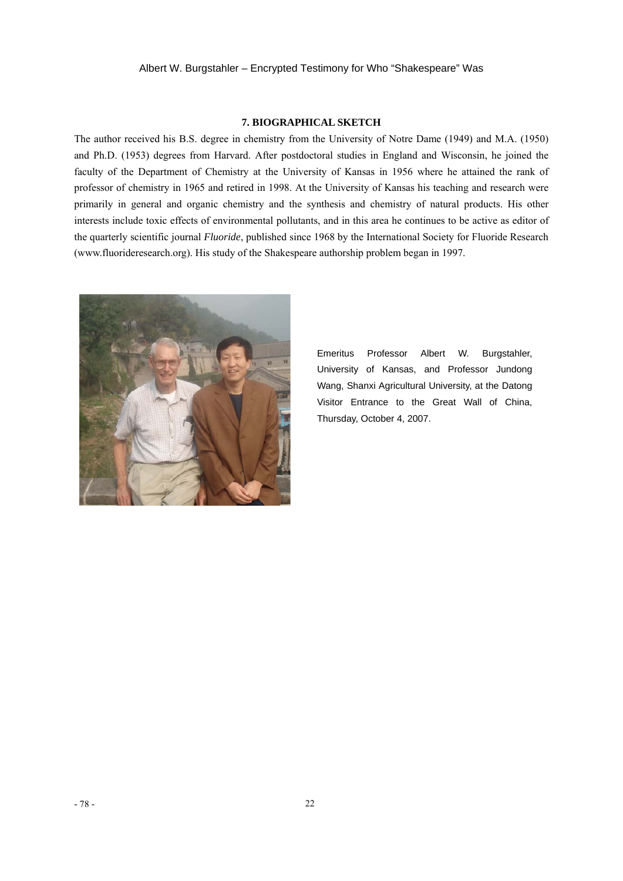## 7. BIOGRAPHICAL SKETCH

The author received his B.S. degree in chemistry from the University of Notre Dame (1949) and M.A. (1950) and Ph.D. (1953) degrees from Harvard. After postdoctoral studies in England and Wisconsin, he joined the faculty of the Department of Chemistry at the University of Kansas in 1956 where he attained the rank of professor of chemistry in 1965 and retired in 1998. At the University of Kansas his teaching and research were primarily in general and organic chemistry and the synthesis and chemistry of natural products. His other interests include toxic effects of environmental pollutants, and in this area he continues to be active as editor of the quarterly scientific journal *Fluoride*, published since 1968 by the International Society for Fluoride Research (www.fluorideresearch.org). His study of the Shakespeare authorship problem began in 1997.

Emeritus Professor Albert W. Burgstahler, University of Kansas, and Professor Jundong Wang, Shanxi Agricultural University, at the Datong Visitor Entrance to the Great Wall of China, Thursday, October 4, 2007.